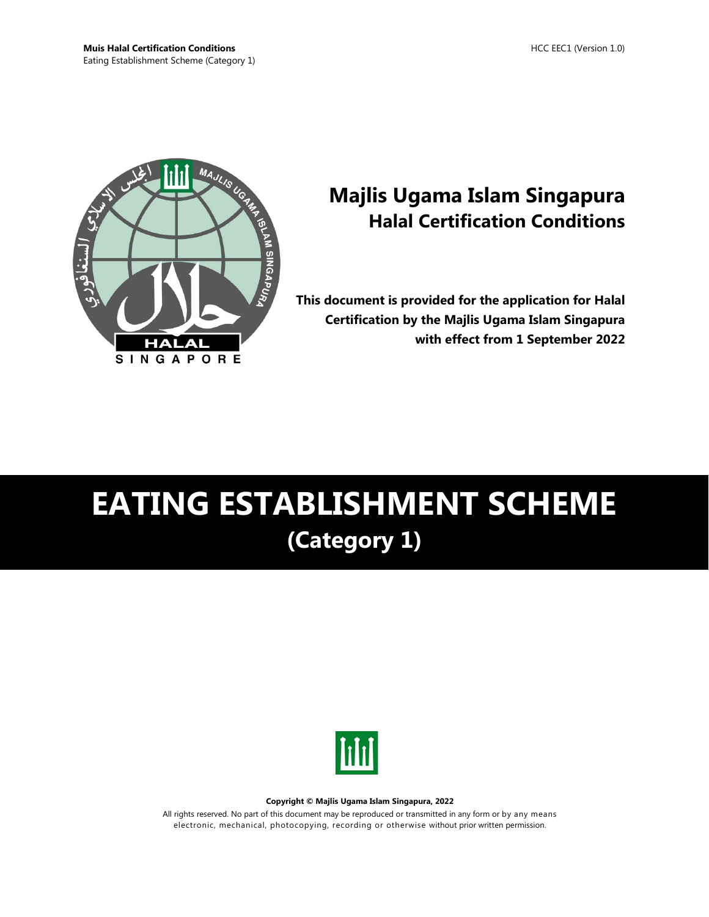# Majlis Ugama Islam Singapura
## Halal Certification Conditions

**This document is provided for the application for Halal Certification by the Majlis Ugama Islam Singapura with effect from 1 September 2022**

# EATING ESTABLISHMENT SCHEME
## (Category 1)

**Copyright © Majlis Ugama Islam Singapura, 2022**

All rights reserved. No part of this document may be reproduced or transmitted in any form or by any means electronic, mechanical, photocopying, recording or otherwise without prior written permission.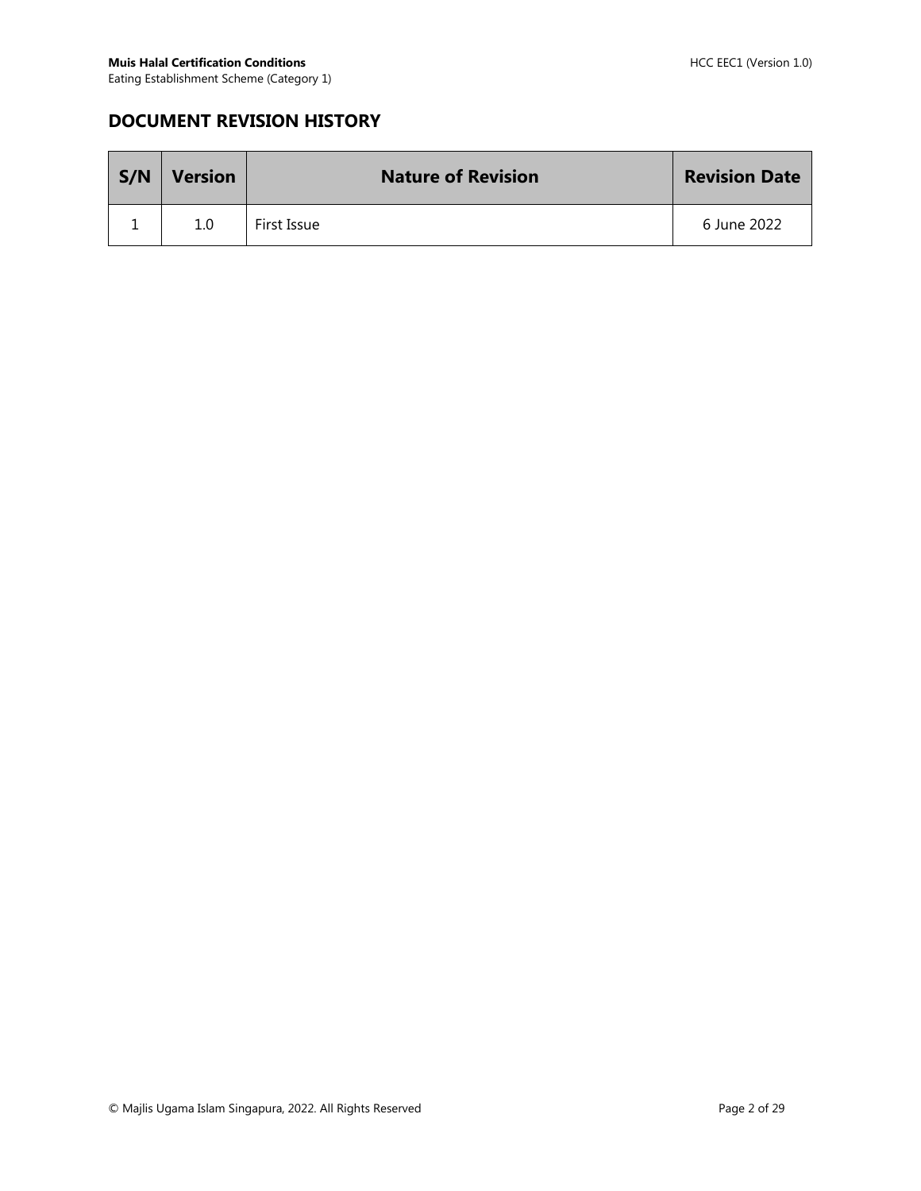## DOCUMENT REVISION HISTORY

| S/N | Version | Nature of Revision | Revision Date |
|---|---|---|---|
| 1 | 1.0 | First Issue | 6 June 2022 |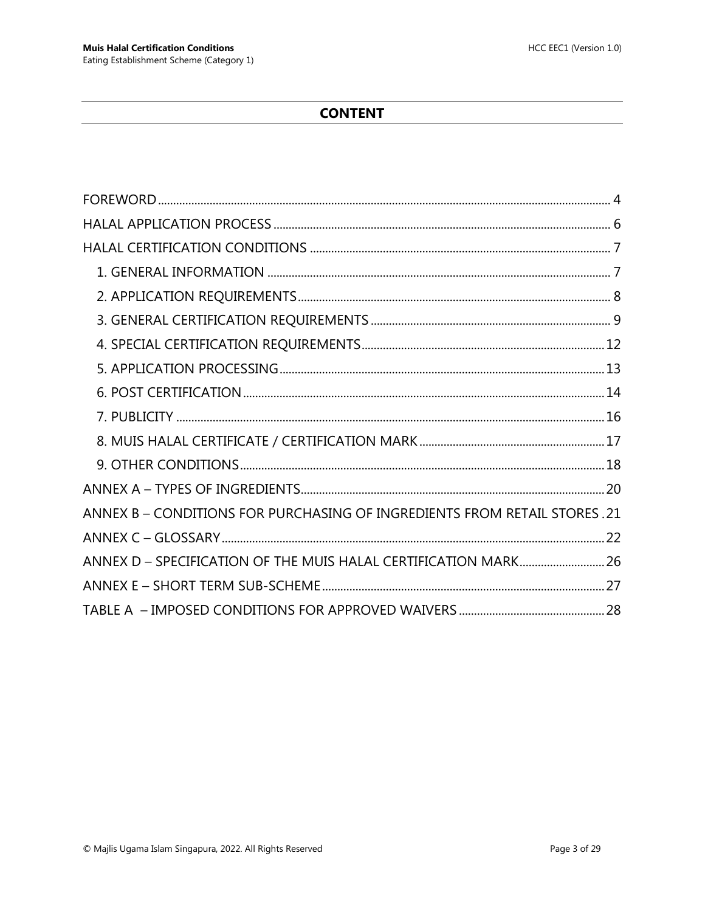# CONTENT

FOREWORD ........ 4

HALAL APPLICATION PROCESS ........ 6

HALAL CERTIFICATION CONDITIONS ........ 7

- 1. GENERAL INFORMATION ........ 7
- 2. APPLICATION REQUIREMENTS ........ 8
- 3. GENERAL CERTIFICATION REQUIREMENTS ........ 9
- 4. SPECIAL CERTIFICATION REQUIREMENTS ........ 12
- 5. APPLICATION PROCESSING ........ 13
- 6. POST CERTIFICATION ........ 14
- 7. PUBLICITY ........ 16
- 8. MUIS HALAL CERTIFICATE / CERTIFICATION MARK ........ 17
- 9. OTHER CONDITIONS ........ 18

ANNEX A – TYPES OF INGREDIENTS ........ 20

ANNEX B – CONDITIONS FOR PURCHASING OF INGREDIENTS FROM RETAIL STORES ........ 21

ANNEX C – GLOSSARY ........ 22

ANNEX D – SPECIFICATION OF THE MUIS HALAL CERTIFICATION MARK ........ 26

ANNEX E – SHORT TERM SUB-SCHEME ........ 27

TABLE A – IMPOSED CONDITIONS FOR APPROVED WAIVERS ........ 28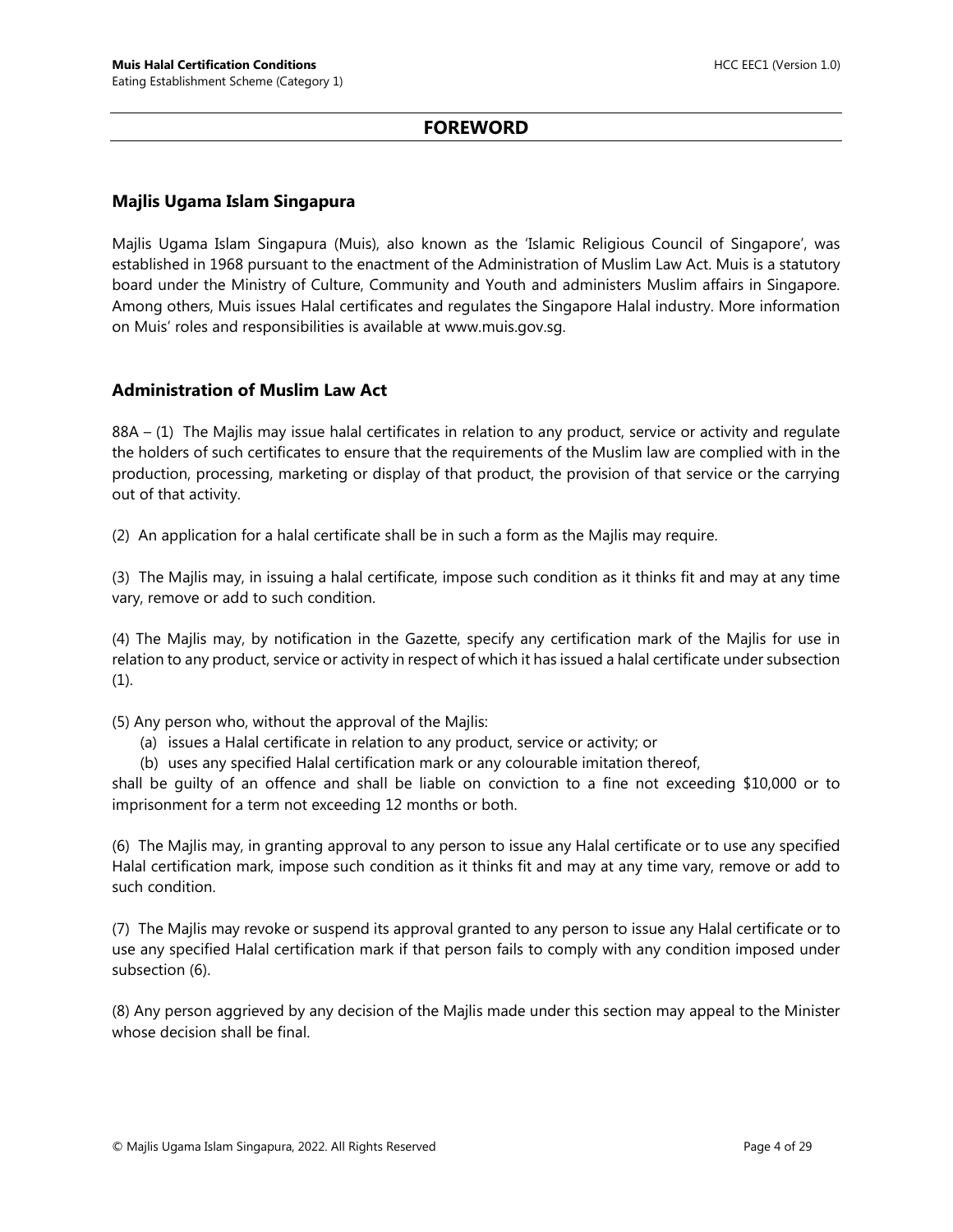## FOREWORD

### Majlis Ugama Islam Singapura

Majlis Ugama Islam Singapura (Muis), also known as the 'Islamic Religious Council of Singapore', was established in 1968 pursuant to the enactment of the Administration of Muslim Law Act. Muis is a statutory board under the Ministry of Culture, Community and Youth and administers Muslim affairs in Singapore. Among others, Muis issues Halal certificates and regulates the Singapore Halal industry. More information on Muis' roles and responsibilities is available at www.muis.gov.sg.

### Administration of Muslim Law Act

88A – (1) The Majlis may issue halal certificates in relation to any product, service or activity and regulate the holders of such certificates to ensure that the requirements of the Muslim law are complied with in the production, processing, marketing or display of that product, the provision of that service or the carrying out of that activity.

(2) An application for a halal certificate shall be in such a form as the Majlis may require.

(3) The Majlis may, in issuing a halal certificate, impose such condition as it thinks fit and may at any time vary, remove or add to such condition.

(4) The Majlis may, by notification in the Gazette, specify any certification mark of the Majlis for use in relation to any product, service or activity in respect of which it has issued a halal certificate under subsection (1).

(5) Any person who, without the approval of the Majlis:

(a) issues a Halal certificate in relation to any product, service or activity; or

(b) uses any specified Halal certification mark or any colourable imitation thereof,

shall be guilty of an offence and shall be liable on conviction to a fine not exceeding $10,000 or to imprisonment for a term not exceeding 12 months or both.

(6) The Majlis may, in granting approval to any person to issue any Halal certificate or to use any specified Halal certification mark, impose such condition as it thinks fit and may at any time vary, remove or add to such condition.

(7) The Majlis may revoke or suspend its approval granted to any person to issue any Halal certificate or to use any specified Halal certification mark if that person fails to comply with any condition imposed under subsection (6).

(8) Any person aggrieved by any decision of the Majlis made under this section may appeal to the Minister whose decision shall be final.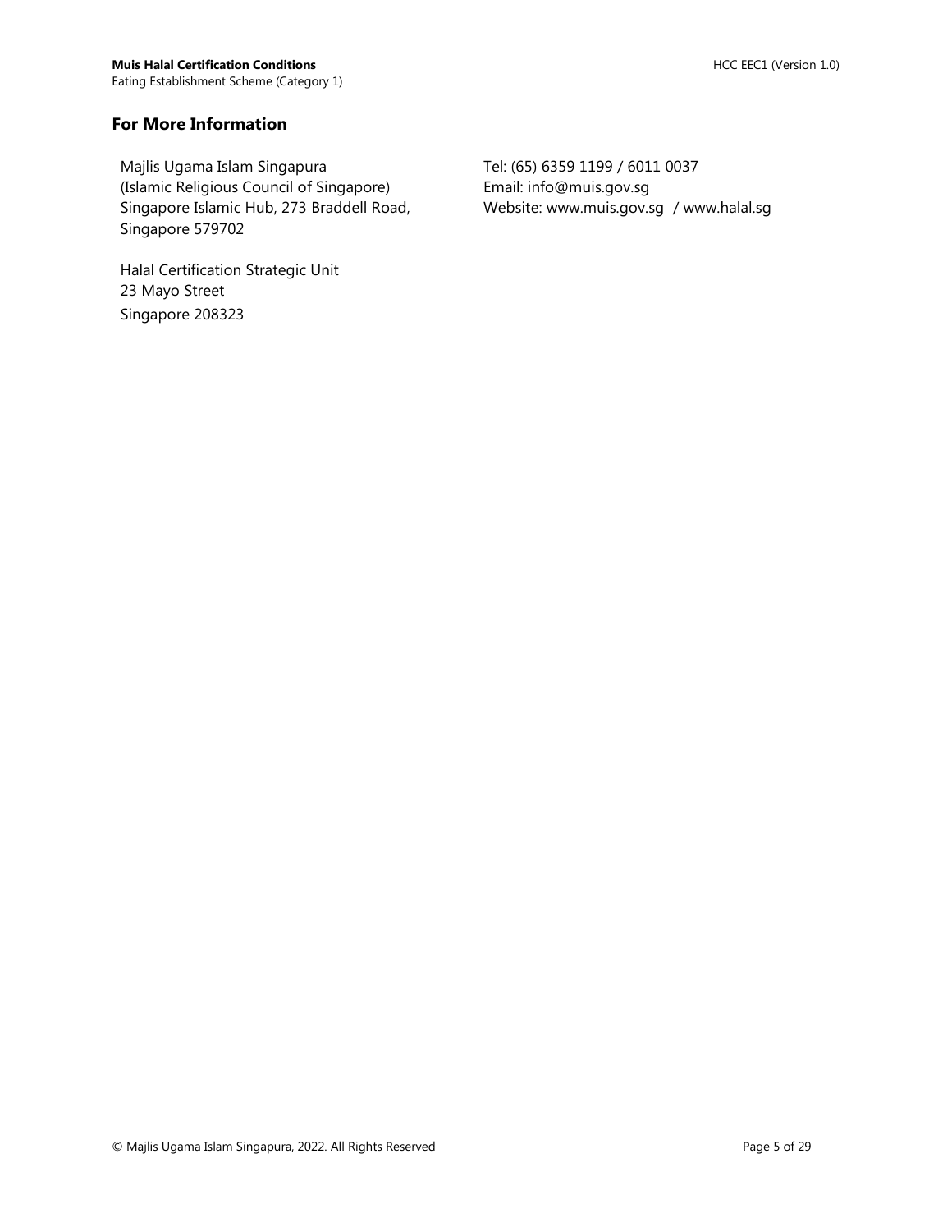## For More Information

Majlis Ugama Islam Singapura
(Islamic Religious Council of Singapore)
Singapore Islamic Hub, 273 Braddell Road,
Singapore 579702

Halal Certification Strategic Unit
23 Mayo Street
Singapore 208323

Tel: (65) 6359 1199 / 6011 0037
Email: info@muis.gov.sg
Website: www.muis.gov.sg / www.halal.sg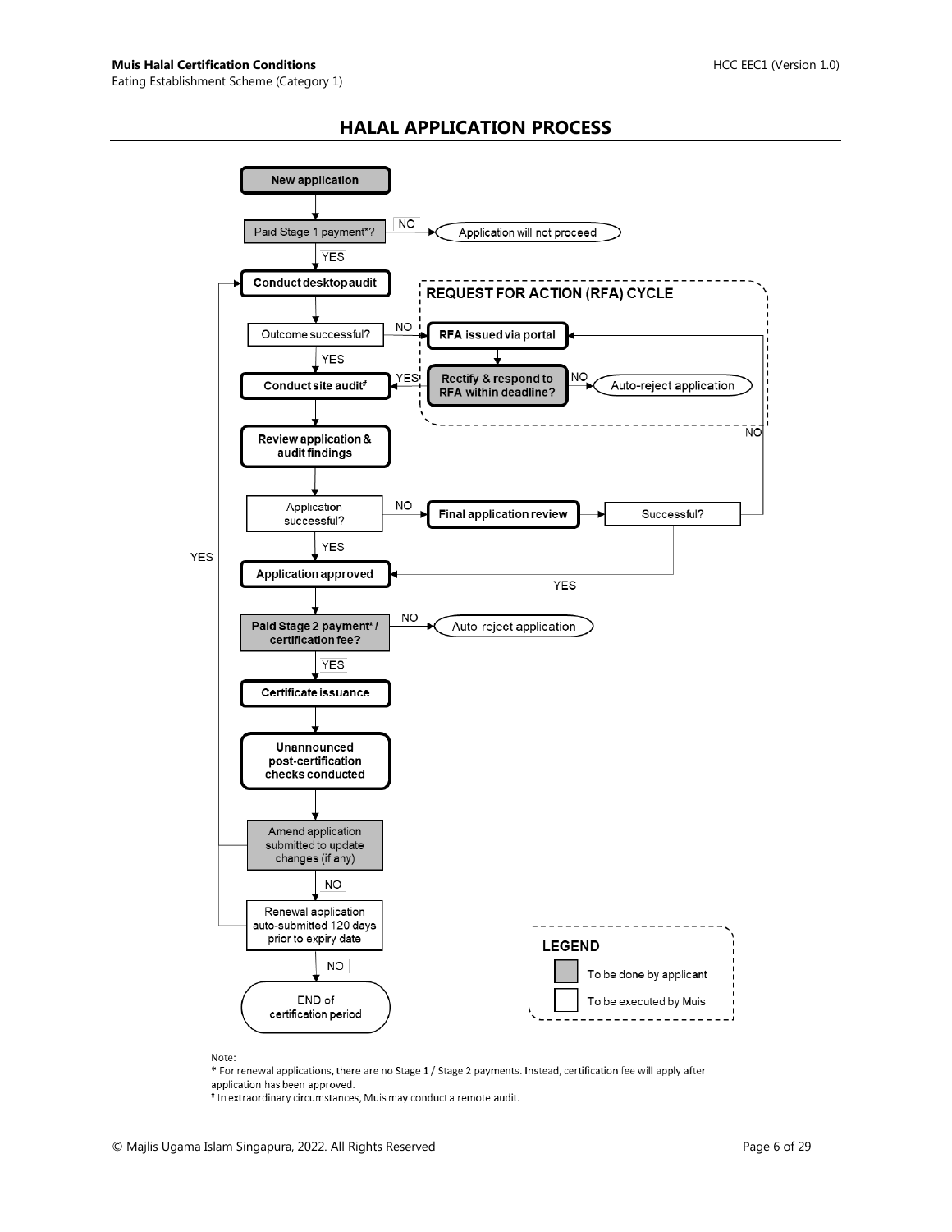## HALAL APPLICATION PROCESS

New application

Paid Stage 1 payment*? — NO → Application will not proceed

YES

Conduct desktop audit

Outcome successful? — NO → RFA issued via portal

YES

**REQUEST FOR ACTION (RFA) CYCLE**

RFA issued via portal

Rectify & respond to RFA within deadline? — NO → Auto-reject application; YES → Conduct site audit

Conduct site audit#

Review application & audit findings

Application successful? — NO → Final application review → Successful? — NO → RFA issued via portal; YES → Application approved

YES

Application approved

Paid Stage 2 payment* / certification fee? — NO → Auto-reject application

YES

Certificate issuance

Unannounced post-certification checks conducted

Amend application submitted to update changes (if any) — YES → Conduct desktop audit

NO

Renewal application auto-submitted 120 days prior to expiry date — YES → Conduct desktop audit

NO

END of certification period

**LEGEND**

- To be done by applicant (shaded)
- To be executed by Muis (unshaded)

Note:

\* For renewal applications, there are no Stage 1 / Stage 2 payments. Instead, certification fee will apply after application has been approved.

\# In extraordinary circumstances, Muis may conduct a remote audit.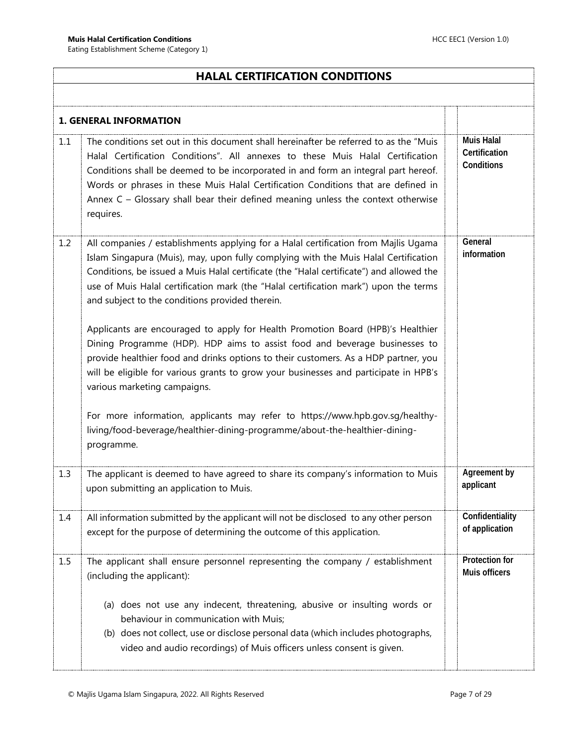## HALAL CERTIFICATION CONDITIONS

| | | |
|---|---|---|
| **1. GENERAL INFORMATION** | | |
| 1.1 | The conditions set out in this document shall hereinafter be referred to as the "Muis Halal Certification Conditions". All annexes to these Muis Halal Certification Conditions shall be deemed to be incorporated in and form an integral part hereof. Words or phrases in these Muis Halal Certification Conditions that are defined in Annex C – Glossary shall bear their defined meaning unless the context otherwise requires. | **Muis Halal Certification Conditions** |
| 1.2 | All companies / establishments applying for a Halal certification from Majlis Ugama Islam Singapura (Muis), may, upon fully complying with the Muis Halal Certification Conditions, be issued a Muis Halal certificate (the "Halal certificate") and allowed the use of Muis Halal certification mark (the "Halal certification mark") upon the terms and subject to the conditions provided therein.<br><br>Applicants are encouraged to apply for Health Promotion Board (HPB)'s Healthier Dining Programme (HDP). HDP aims to assist food and beverage businesses to provide healthier food and drinks options to their customers. As a HDP partner, you will be eligible for various grants to grow your businesses and participate in HPB's various marketing campaigns.<br><br>For more information, applicants may refer to https://www.hpb.gov.sg/healthy-living/food-beverage/healthier-dining-programme/about-the-healthier-dining-programme. | **General information** |
| 1.3 | The applicant is deemed to have agreed to share its company's information to Muis upon submitting an application to Muis. | **Agreement by applicant** |
| 1.4 | All information submitted by the applicant will not be disclosed to any other person except for the purpose of determining the outcome of this application. | **Confidentiality of application** |
| 1.5 | The applicant shall ensure personnel representing the company / establishment (including the applicant):<br><br>(a) does not use any indecent, threatening, abusive or insulting words or behaviour in communication with Muis;<br>(b) does not collect, use or disclose personal data (which includes photographs, video and audio recordings) of Muis officers unless consent is given. | **Protection for Muis officers** |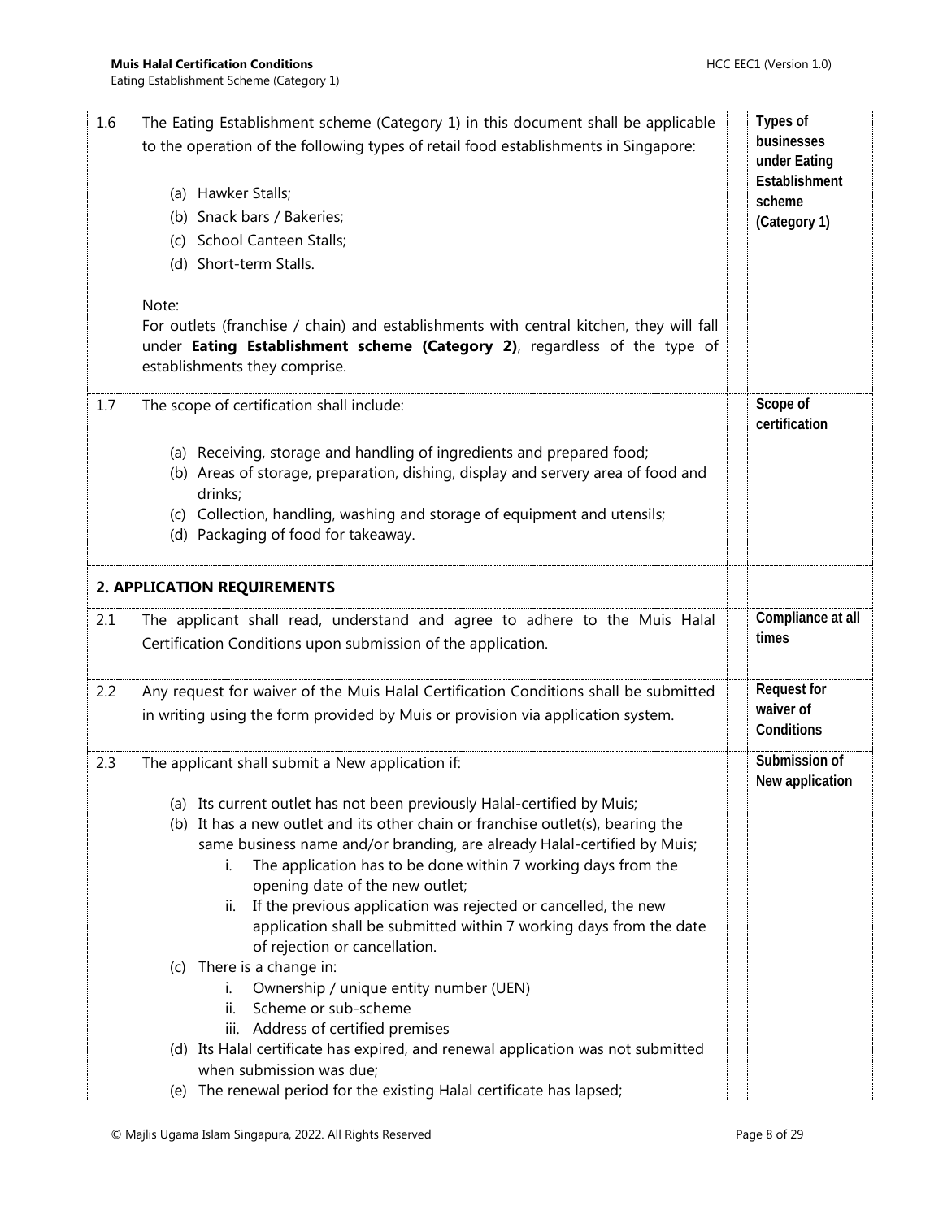| | | |
|---|---|---|
| 1.6 | The Eating Establishment scheme (Category 1) in this document shall be applicable to the operation of the following types of retail food establishments in Singapore:<br><br>(a) Hawker Stalls;<br>(b) Snack bars / Bakeries;<br>(c) School Canteen Stalls;<br>(d) Short-term Stalls.<br><br>Note:<br>For outlets (franchise / chain) and establishments with central kitchen, they will fall under **Eating Establishment scheme (Category 2)**, regardless of the type of establishments they comprise. | **Types of businesses under Eating Establishment scheme (Category 1)** |
| 1.7 | The scope of certification shall include:<br><br>(a) Receiving, storage and handling of ingredients and prepared food;<br>(b) Areas of storage, preparation, dishing, display and servery area of food and drinks;<br>(c) Collection, handling, washing and storage of equipment and utensils;<br>(d) Packaging of food for takeaway. | **Scope of certification** |
| **2. APPLICATION REQUIREMENTS** | | |
| 2.1 | The applicant shall read, understand and agree to adhere to the Muis Halal Certification Conditions upon submission of the application. | **Compliance at all times** |
| 2.2 | Any request for waiver of the Muis Halal Certification Conditions shall be submitted in writing using the form provided by Muis or provision via application system. | **Request for waiver of Conditions** |
| 2.3 | The applicant shall submit a New application if:<br><br>(a) Its current outlet has not been previously Halal-certified by Muis;<br>(b) It has a new outlet and its other chain or franchise outlet(s), bearing the same business name and/or branding, are already Halal-certified by Muis;<br>&nbsp;&nbsp;&nbsp;&nbsp;i. The application has to be done within 7 working days from the opening date of the new outlet;<br>&nbsp;&nbsp;&nbsp;&nbsp;ii. If the previous application was rejected or cancelled, the new application shall be submitted within 7 working days from the date of rejection or cancellation.<br>(c) There is a change in:<br>&nbsp;&nbsp;&nbsp;&nbsp;i. Ownership / unique entity number (UEN)<br>&nbsp;&nbsp;&nbsp;&nbsp;ii. Scheme or sub-scheme<br>&nbsp;&nbsp;&nbsp;&nbsp;iii. Address of certified premises<br>(d) Its Halal certificate has expired, and renewal application was not submitted when submission was due;<br>(e) The renewal period for the existing Halal certificate has lapsed; | **Submission of New application** |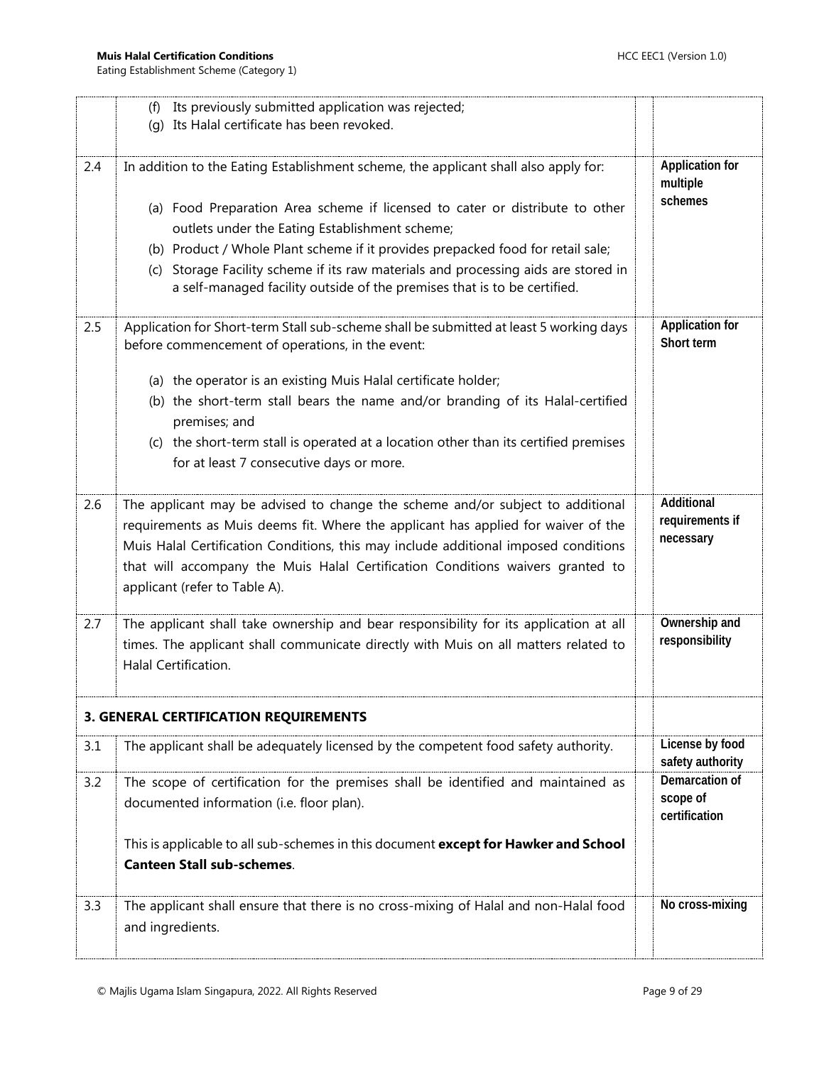| | | |
|---|---|---|
| | (f) Its previously submitted application was rejected;<br>(g) Its Halal certificate has been revoked. | |
| 2.4 | In addition to the Eating Establishment scheme, the applicant shall also apply for:<br><br>(a) Food Preparation Area scheme if licensed to cater or distribute to other outlets under the Eating Establishment scheme;<br>(b) Product / Whole Plant scheme if it provides prepacked food for retail sale;<br>(c) Storage Facility scheme if its raw materials and processing aids are stored in a self-managed facility outside of the premises that is to be certified. | **Application for multiple schemes** |
| 2.5 | Application for Short-term Stall sub-scheme shall be submitted at least 5 working days before commencement of operations, in the event:<br><br>(a) the operator is an existing Muis Halal certificate holder;<br>(b) the short-term stall bears the name and/or branding of its Halal-certified premises; and<br>(c) the short-term stall is operated at a location other than its certified premises for at least 7 consecutive days or more. | **Application for Short term** |
| 2.6 | The applicant may be advised to change the scheme and/or subject to additional requirements as Muis deems fit. Where the applicant has applied for waiver of the Muis Halal Certification Conditions, this may include additional imposed conditions that will accompany the Muis Halal Certification Conditions waivers granted to applicant (refer to Table A). | **Additional requirements if necessary** |
| 2.7 | The applicant shall take ownership and bear responsibility for its application at all times. The applicant shall communicate directly with Muis on all matters related to Halal Certification. | **Ownership and responsibility** |
| **3. GENERAL CERTIFICATION REQUIREMENTS** | | |
| 3.1 | The applicant shall be adequately licensed by the competent food safety authority. | **License by food safety authority** |
| 3.2 | The scope of certification for the premises shall be identified and maintained as documented information (i.e. floor plan).<br><br>This is applicable to all sub-schemes in this document **except for Hawker and School Canteen Stall sub-schemes**. | **Demarcation of scope of certification** |
| 3.3 | The applicant shall ensure that there is no cross-mixing of Halal and non-Halal food and ingredients. | **No cross-mixing** |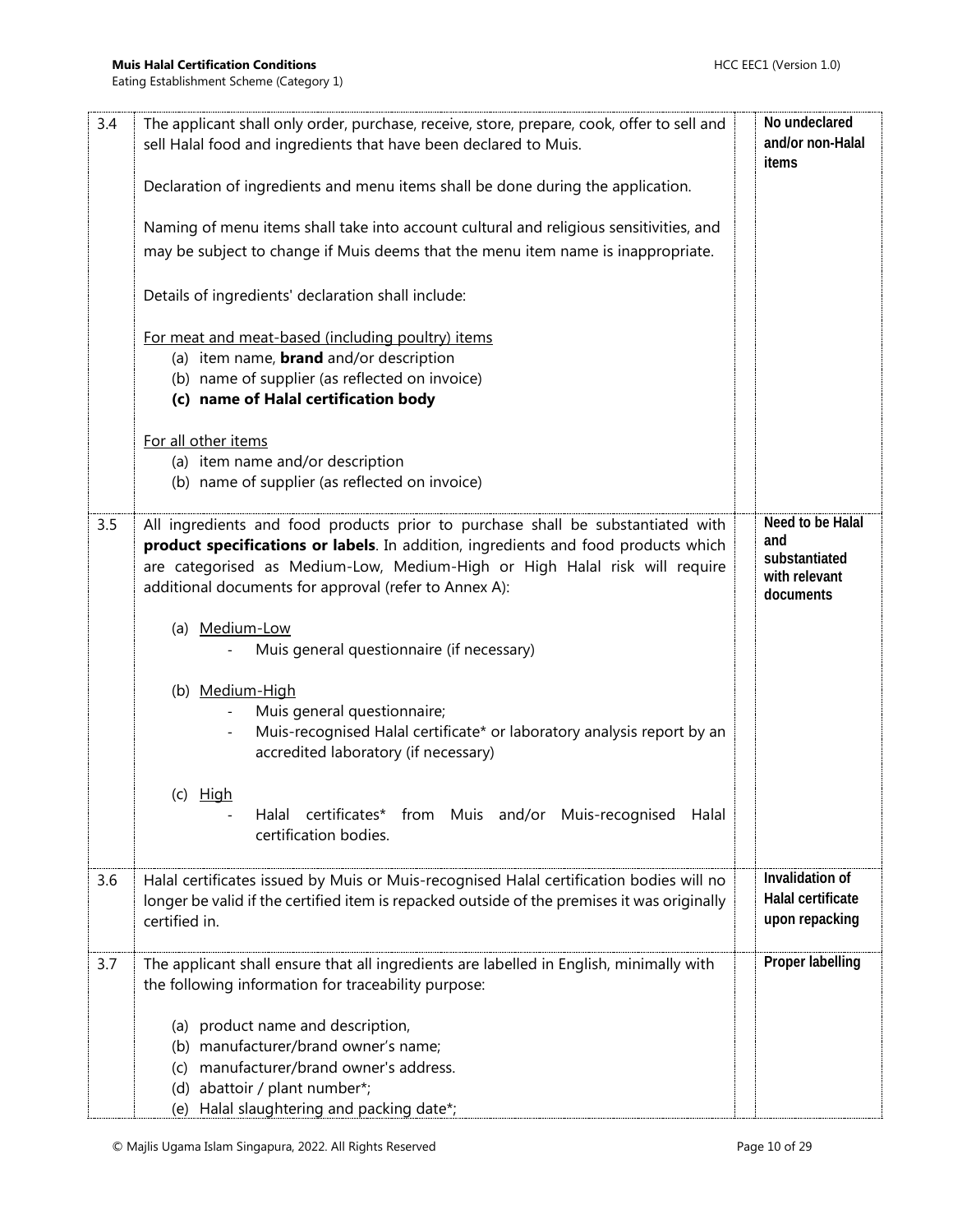| | | | |
|---|---|---|---|
| 3.4 | The applicant shall only order, purchase, receive, store, prepare, cook, offer to sell and sell Halal food and ingredients that have been declared to Muis.<br><br>Declaration of ingredients and menu items shall be done during the application.<br><br>Naming of menu items shall take into account cultural and religious sensitivities, and may be subject to change if Muis deems that the menu item name is inappropriate.<br><br>Details of ingredients' declaration shall include:<br><br><u>For meat and meat-based (including poultry) items</u><br>(a) item name, **brand** and/or description<br>(b) name of supplier (as reflected on invoice)<br>**(c) name of Halal certification body**<br><br><u>For all other items</u><br>(a) item name and/or description<br>(b) name of supplier (as reflected on invoice) | | **No undeclared and/or non-Halal items** |
| 3.5 | All ingredients and food products prior to purchase shall be substantiated with **product specifications or labels**. In addition, ingredients and food products which are categorised as Medium-Low, Medium-High or High Halal risk will require additional documents for approval (refer to Annex A):<br><br>(a) <u>Medium-Low</u><br>- Muis general questionnaire (if necessary)<br><br>(b) <u>Medium-High</u><br>- Muis general questionnaire;<br>- Muis-recognised Halal certificate* or laboratory analysis report by an accredited laboratory (if necessary)<br><br>(c) <u>High</u><br>- Halal certificates* from Muis and/or Muis-recognised Halal certification bodies. | | **Need to be Halal and substantiated with relevant documents** |
| 3.6 | Halal certificates issued by Muis or Muis-recognised Halal certification bodies will no longer be valid if the certified item is repacked outside of the premises it was originally certified in. | | **Invalidation of Halal certificate upon repacking** |
| 3.7 | The applicant shall ensure that all ingredients are labelled in English, minimally with the following information for traceability purpose:<br><br>(a) product name and description,<br>(b) manufacturer/brand owner's name;<br>(c) manufacturer/brand owner's address.<br>(d) abattoir / plant number*;<br>(e) Halal slaughtering and packing date*; | | **Proper labelling** |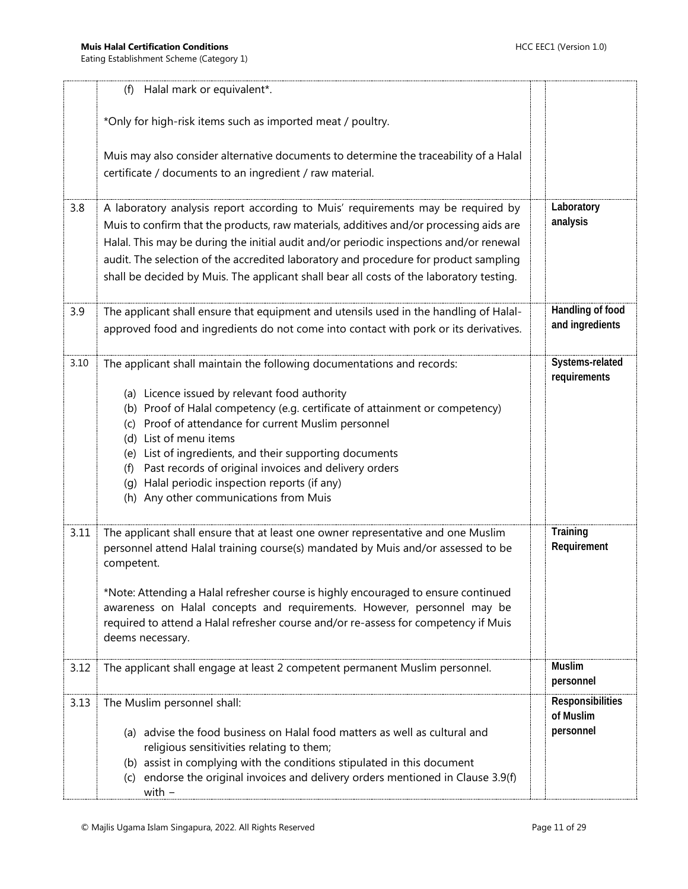| | | | |
|---|---|---|---|
| | (f) Halal mark or equivalent*.<br><br>*Only for high-risk items such as imported meat / poultry.<br><br>Muis may also consider alternative documents to determine the traceability of a Halal certificate / documents to an ingredient / raw material. | | |
| 3.8 | A laboratory analysis report according to Muis' requirements may be required by Muis to confirm that the products, raw materials, additives and/or processing aids are Halal. This may be during the initial audit and/or periodic inspections and/or renewal audit. The selection of the accredited laboratory and procedure for product sampling shall be decided by Muis. The applicant shall bear all costs of the laboratory testing. | | **Laboratory analysis** |
| 3.9 | The applicant shall ensure that equipment and utensils used in the handling of Halal-approved food and ingredients do not come into contact with pork or its derivatives. | | **Handling of food and ingredients** |
| 3.10 | The applicant shall maintain the following documentations and records:<br><br>(a) Licence issued by relevant food authority<br>(b) Proof of Halal competency (e.g. certificate of attainment or competency)<br>(c) Proof of attendance for current Muslim personnel<br>(d) List of menu items<br>(e) List of ingredients, and their supporting documents<br>(f) Past records of original invoices and delivery orders<br>(g) Halal periodic inspection reports (if any)<br>(h) Any other communications from Muis | | **Systems-related requirements** |
| 3.11 | The applicant shall ensure that at least one owner representative and one Muslim personnel attend Halal training course(s) mandated by Muis and/or assessed to be competent.<br><br>*Note: Attending a Halal refresher course is highly encouraged to ensure continued awareness on Halal concepts and requirements. However, personnel may be required to attend a Halal refresher course and/or re-assess for competency if Muis deems necessary. | | **Training Requirement** |
| 3.12 | The applicant shall engage at least 2 competent permanent Muslim personnel. | | **Muslim personnel** |
| 3.13 | The Muslim personnel shall:<br><br>(a) advise the food business on Halal food matters as well as cultural and religious sensitivities relating to them;<br>(b) assist in complying with the conditions stipulated in this document<br>(c) endorse the original invoices and delivery orders mentioned in Clause 3.9(f) with – | | **Responsibilities of Muslim personnel** |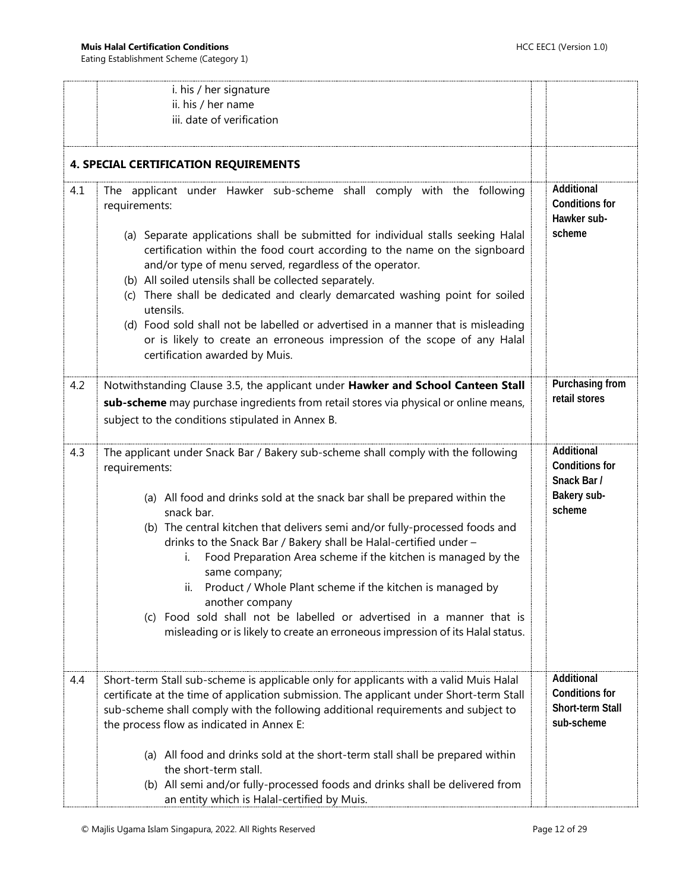| | | | |
|---|---|---|---|
| | i. his / her signature<br>ii. his / her name<br>iii. date of verification | | |
| **4. SPECIAL CERTIFICATION REQUIREMENTS** | | | |
| 4.1 | The applicant under Hawker sub-scheme shall comply with the following requirements:<br><br>(a) Separate applications shall be submitted for individual stalls seeking Halal certification within the food court according to the name on the signboard and/or type of menu served, regardless of the operator.<br>(b) All soiled utensils shall be collected separately.<br>(c) There shall be dedicated and clearly demarcated washing point for soiled utensils.<br>(d) Food sold shall not be labelled or advertised in a manner that is misleading or is likely to create an erroneous impression of the scope of any Halal certification awarded by Muis. | | **Additional Conditions for Hawker sub-scheme** |
| 4.2 | Notwithstanding Clause 3.5, the applicant under **Hawker and School Canteen Stall sub-scheme** may purchase ingredients from retail stores via physical or online means, subject to the conditions stipulated in Annex B. | | **Purchasing from retail stores** |
| 4.3 | The applicant under Snack Bar / Bakery sub-scheme shall comply with the following requirements:<br><br>(a) All food and drinks sold at the snack bar shall be prepared within the snack bar.<br>(b) The central kitchen that delivers semi and/or fully-processed foods and drinks to the Snack Bar / Bakery shall be Halal-certified under –<br>i. Food Preparation Area scheme if the kitchen is managed by the same company;<br>ii. Product / Whole Plant scheme if the kitchen is managed by another company<br>(c) Food sold shall not be labelled or advertised in a manner that is misleading or is likely to create an erroneous impression of its Halal status. | | **Additional Conditions for Snack Bar / Bakery sub-scheme** |
| 4.4 | Short-term Stall sub-scheme is applicable only for applicants with a valid Muis Halal certificate at the time of application submission. The applicant under Short-term Stall sub-scheme shall comply with the following additional requirements and subject to the process flow as indicated in Annex E:<br><br>(a) All food and drinks sold at the short-term stall shall be prepared within the short-term stall.<br>(b) All semi and/or fully-processed foods and drinks shall be delivered from an entity which is Halal-certified by Muis. | | **Additional Conditions for Short-term Stall sub-scheme** |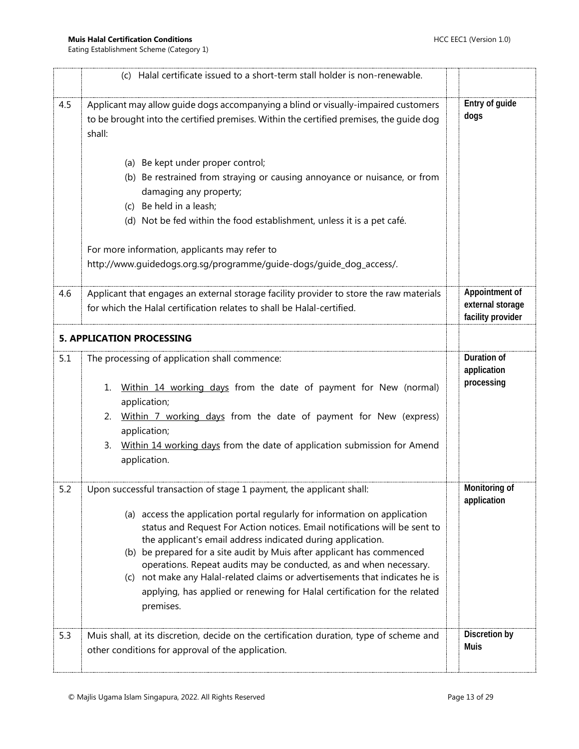| | | | |
|---|---|---|---|
| | (c) Halal certificate issued to a short-term stall holder is non-renewable. | | |
| 4.5 | Applicant may allow guide dogs accompanying a blind or visually-impaired customers to be brought into the certified premises. Within the certified premises, the guide dog shall:<br><br>(a) Be kept under proper control;<br>(b) Be restrained from straying or causing annoyance or nuisance, or from damaging any property;<br>(c) Be held in a leash;<br>(d) Not be fed within the food establishment, unless it is a pet café.<br><br>For more information, applicants may refer to http://www.guidedogs.org.sg/programme/guide-dogs/guide_dog_access/. | | **Entry of guide dogs** |
| 4.6 | Applicant that engages an external storage facility provider to store the raw materials for which the Halal certification relates to shall be Halal-certified. | | **Appointment of external storage facility provider** |
| **5. APPLICATION PROCESSING** | | | |
| 5.1 | The processing of application shall commence:<br><br>1. <u>Within 14 working days</u> from the date of payment for New (normal) application;<br>2. <u>Within 7 working days</u> from the date of payment for New (express) application;<br>3. <u>Within 14 working days</u> from the date of application submission for Amend application. | | **Duration of application processing** |
| 5.2 | Upon successful transaction of stage 1 payment, the applicant shall:<br><br>(a) access the application portal regularly for information on application status and Request For Action notices. Email notifications will be sent to the applicant's email address indicated during application.<br>(b) be prepared for a site audit by Muis after applicant has commenced operations. Repeat audits may be conducted, as and when necessary.<br>(c) not make any Halal-related claims or advertisements that indicates he is applying, has applied or renewing for Halal certification for the related premises. | | **Monitoring of application** |
| 5.3 | Muis shall, at its discretion, decide on the certification duration, type of scheme and other conditions for approval of the application. | | **Discretion by Muis** |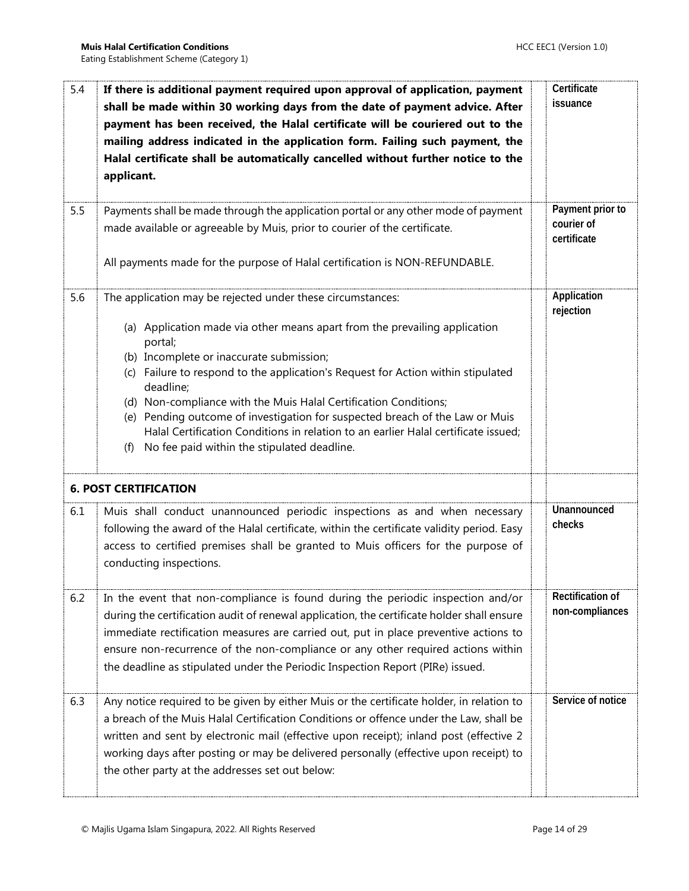| | | |
|---|---|---|
| 5.4 | **If there is additional payment required upon approval of application, payment shall be made within 30 working days from the date of payment advice. After payment has been received, the Halal certificate will be couriered out to the mailing address indicated in the application form. Failing such payment, the Halal certificate shall be automatically cancelled without further notice to the applicant.** | **Certificate issuance** |
| 5.5 | Payments shall be made through the application portal or any other mode of payment made available or agreeable by Muis, prior to courier of the certificate.<br><br>All payments made for the purpose of Halal certification is NON-REFUNDABLE. | **Payment prior to courier of certificate** |
| 5.6 | The application may be rejected under these circumstances:<br><br>(a) Application made via other means apart from the prevailing application portal;<br>(b) Incomplete or inaccurate submission;<br>(c) Failure to respond to the application's Request for Action within stipulated deadline;<br>(d) Non-compliance with the Muis Halal Certification Conditions;<br>(e) Pending outcome of investigation for suspected breach of the Law or Muis Halal Certification Conditions in relation to an earlier Halal certificate issued;<br>(f) No fee paid within the stipulated deadline. | **Application rejection** |
| **6. POST CERTIFICATION** | | |
| 6.1 | Muis shall conduct unannounced periodic inspections as and when necessary following the award of the Halal certificate, within the certificate validity period. Easy access to certified premises shall be granted to Muis officers for the purpose of conducting inspections. | **Unannounced checks** |
| 6.2 | In the event that non-compliance is found during the periodic inspection and/or during the certification audit of renewal application, the certificate holder shall ensure immediate rectification measures are carried out, put in place preventive actions to ensure non-recurrence of the non-compliance or any other required actions within the deadline as stipulated under the Periodic Inspection Report (PIRe) issued. | **Rectification of non-compliances** |
| 6.3 | Any notice required to be given by either Muis or the certificate holder, in relation to a breach of the Muis Halal Certification Conditions or offence under the Law, shall be written and sent by electronic mail (effective upon receipt); inland post (effective 2 working days after posting or may be delivered personally (effective upon receipt) to the other party at the addresses set out below: | **Service of notice** |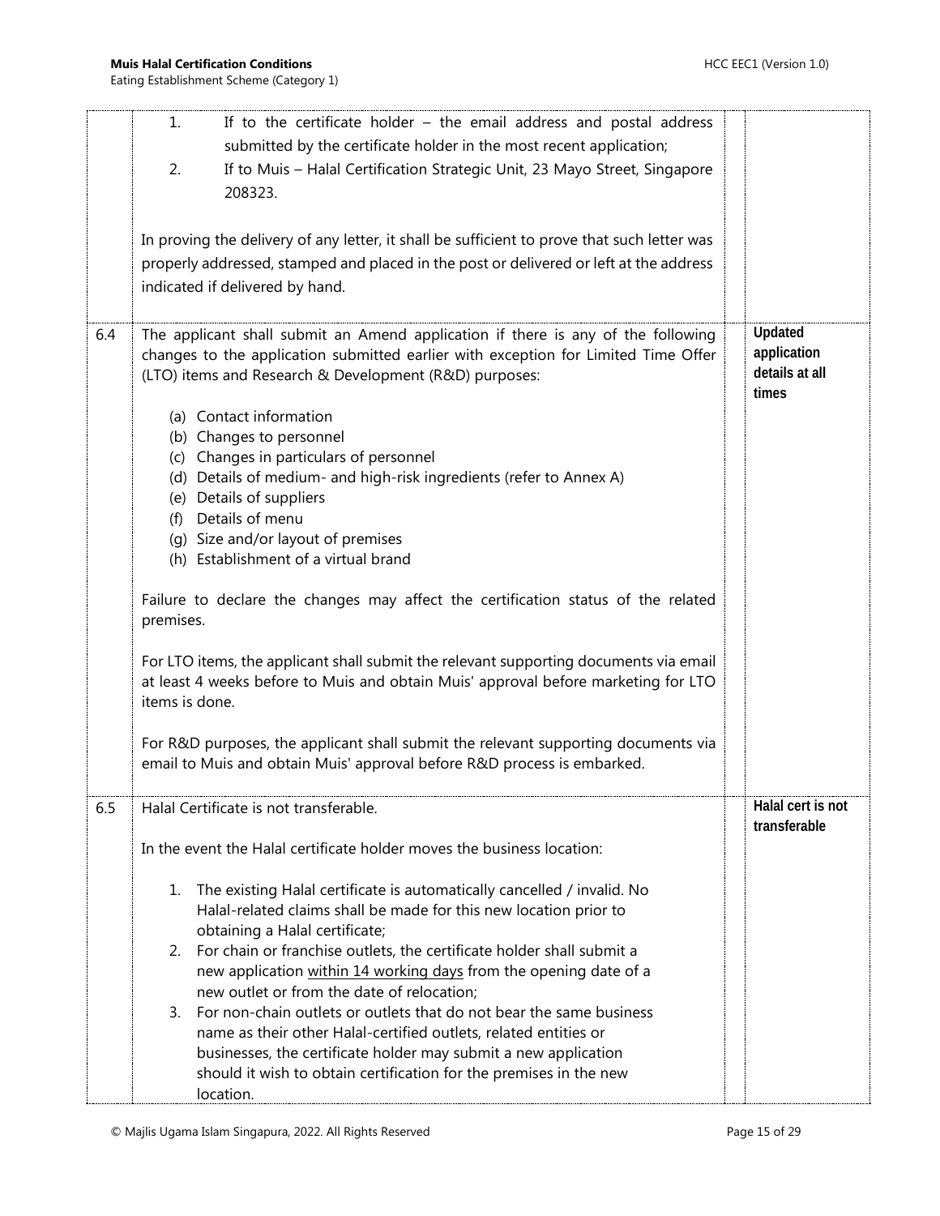| | | | |
|---|---|---|---|
| | 1. If to the certificate holder – the email address and postal address submitted by the certificate holder in the most recent application;<br>2. If to Muis – Halal Certification Strategic Unit, 23 Mayo Street, Singapore 208323.<br><br>In proving the delivery of any letter, it shall be sufficient to prove that such letter was properly addressed, stamped and placed in the post or delivered or left at the address indicated if delivered by hand. | | |
| 6.4 | The applicant shall submit an Amend application if there is any of the following changes to the application submitted earlier with exception for Limited Time Offer (LTO) items and Research & Development (R&D) purposes:<br><br>(a) Contact information<br>(b) Changes to personnel<br>(c) Changes in particulars of personnel<br>(d) Details of medium- and high-risk ingredients (refer to Annex A)<br>(e) Details of suppliers<br>(f) Details of menu<br>(g) Size and/or layout of premises<br>(h) Establishment of a virtual brand<br><br>Failure to declare the changes may affect the certification status of the related premises.<br><br>For LTO items, the applicant shall submit the relevant supporting documents via email at least 4 weeks before to Muis and obtain Muis' approval before marketing for LTO items is done.<br><br>For R&D purposes, the applicant shall submit the relevant supporting documents via email to Muis and obtain Muis' approval before R&D process is embarked. | | **Updated application details at all times** |
| 6.5 | Halal Certificate is not transferable.<br><br>In the event the Halal certificate holder moves the business location:<br><br>1. The existing Halal certificate is automatically cancelled / invalid. No Halal-related claims shall be made for this new location prior to obtaining a Halal certificate;<br>2. For chain or franchise outlets, the certificate holder shall submit a new application <u>within 14 working days</u> from the opening date of a new outlet or from the date of relocation;<br>3. For non-chain outlets or outlets that do not bear the same business name as their other Halal-certified outlets, related entities or businesses, the certificate holder may submit a new application should it wish to obtain certification for the premises in the new location. | | **Halal cert is not transferable** |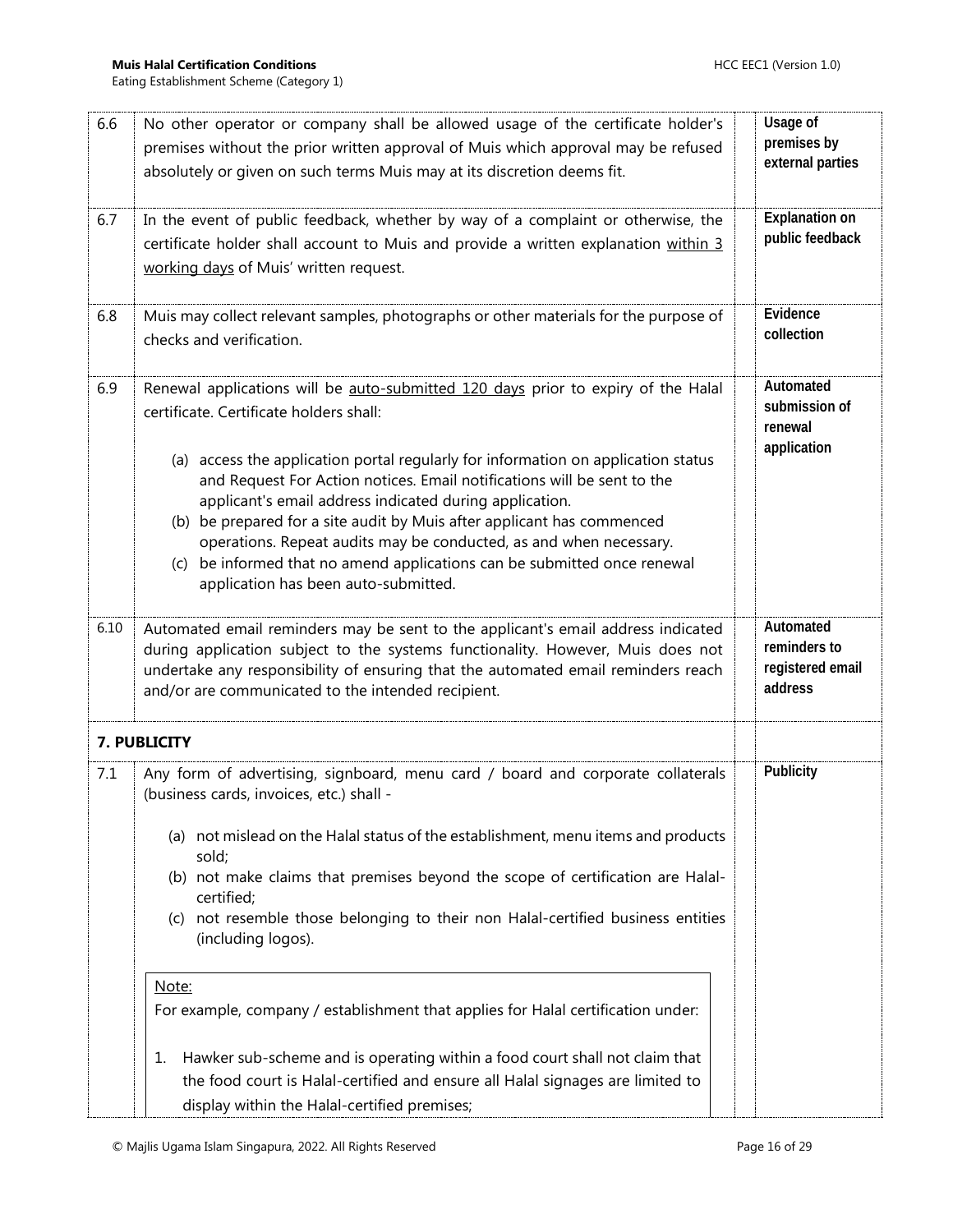| | | | |
|---|---|---|---|
| 6.6 | No other operator or company shall be allowed usage of the certificate holder's premises without the prior written approval of Muis which approval may be refused absolutely or given on such terms Muis may at its discretion deems fit. | | **Usage of premises by external parties** |
| 6.7 | In the event of public feedback, whether by way of a complaint or otherwise, the certificate holder shall account to Muis and provide a written explanation <u>within 3 working days</u> of Muis' written request. | | **Explanation on public feedback** |
| 6.8 | Muis may collect relevant samples, photographs or other materials for the purpose of checks and verification. | | **Evidence collection** |
| 6.9 | Renewal applications will be <u>auto-submitted 120 days</u> prior to expiry of the Halal certificate. Certificate holders shall:<br><br>(a) access the application portal regularly for information on application status and Request For Action notices. Email notifications will be sent to the applicant's email address indicated during application.<br>(b) be prepared for a site audit by Muis after applicant has commenced operations. Repeat audits may be conducted, as and when necessary.<br>(c) be informed that no amend applications can be submitted once renewal application has been auto-submitted. | | **Automated submission of renewal application** |
| 6.10 | Automated email reminders may be sent to the applicant's email address indicated during application subject to the systems functionality. However, Muis does not undertake any responsibility of ensuring that the automated email reminders reach and/or are communicated to the intended recipient. | | **Automated reminders to registered email address** |
| **7. PUBLICITY** | | | |
| 7.1 | Any form of advertising, signboard, menu card / board and corporate collaterals (business cards, invoices, etc.) shall -<br><br>(a) not mislead on the Halal status of the establishment, menu items and products sold;<br>(b) not make claims that premises beyond the scope of certification are Halal-certified;<br>(c) not resemble those belonging to their non Halal-certified business entities (including logos).<br><br><u>Note:</u><br>For example, company / establishment that applies for Halal certification under:<br><br>1. Hawker sub-scheme and is operating within a food court shall not claim that the food court is Halal-certified and ensure all Halal signages are limited to display within the Halal-certified premises; | | **Publicity** |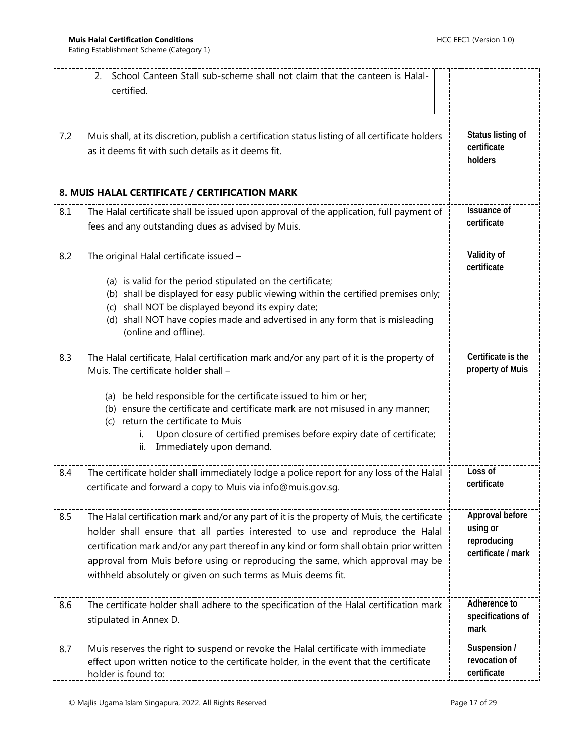| | | |
|---|---|---|
| | 2. School Canteen Stall sub-scheme shall not claim that the canteen is Halal-certified. | |
| 7.2 | Muis shall, at its discretion, publish a certification status listing of all certificate holders as it deems fit with such details as it deems fit. | **Status listing of certificate holders** |
| | **8. MUIS HALAL CERTIFICATE / CERTIFICATION MARK** | |
| 8.1 | The Halal certificate shall be issued upon approval of the application, full payment of fees and any outstanding dues as advised by Muis. | **Issuance of certificate** |
| 8.2 | The original Halal certificate issued – <br><br> (a) is valid for the period stipulated on the certificate; <br> (b) shall be displayed for easy public viewing within the certified premises only; <br> (c) shall NOT be displayed beyond its expiry date; <br> (d) shall NOT have copies made and advertised in any form that is misleading (online and offline). | **Validity of certificate** |
| 8.3 | The Halal certificate, Halal certification mark and/or any part of it is the property of Muis. The certificate holder shall – <br><br> (a) be held responsible for the certificate issued to him or her; <br> (b) ensure the certificate and certificate mark are not misused in any manner; <br> (c) return the certificate to Muis <br> i. Upon closure of certified premises before expiry date of certificate; <br> ii. Immediately upon demand. | **Certificate is the property of Muis** |
| 8.4 | The certificate holder shall immediately lodge a police report for any loss of the Halal certificate and forward a copy to Muis via info@muis.gov.sg. | **Loss of certificate** |
| 8.5 | The Halal certification mark and/or any part of it is the property of Muis, the certificate holder shall ensure that all parties interested to use and reproduce the Halal certification mark and/or any part thereof in any kind or form shall obtain prior written approval from Muis before using or reproducing the same, which approval may be withheld absolutely or given on such terms as Muis deems fit. | **Approval before using or reproducing certificate / mark** |
| 8.6 | The certificate holder shall adhere to the specification of the Halal certification mark stipulated in Annex D. | **Adherence to specifications of mark** |
| 8.7 | Muis reserves the right to suspend or revoke the Halal certificate with immediate effect upon written notice to the certificate holder, in the event that the certificate holder is found to: | **Suspension / revocation of certificate** |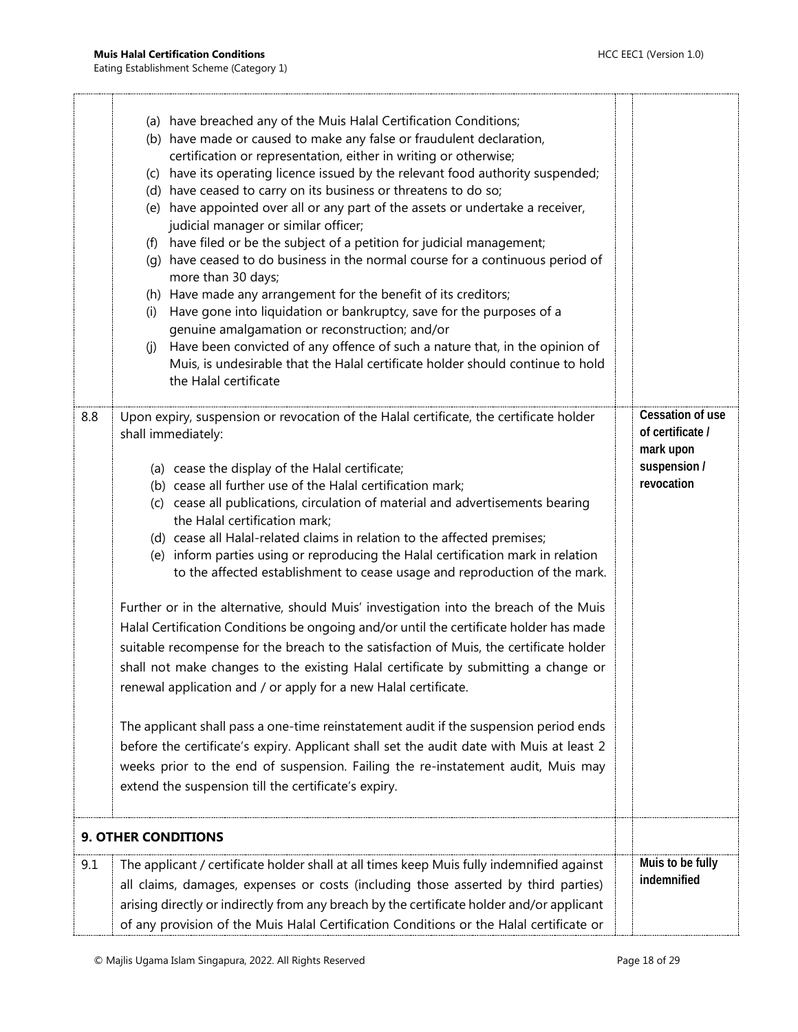| | | | |
|---|---|---|---|
| | (a) have breached any of the Muis Halal Certification Conditions;<br>(b) have made or caused to make any false or fraudulent declaration, certification or representation, either in writing or otherwise;<br>(c) have its operating licence issued by the relevant food authority suspended;<br>(d) have ceased to carry on its business or threatens to do so;<br>(e) have appointed over all or any part of the assets or undertake a receiver, judicial manager or similar officer;<br>(f) have filed or be the subject of a petition for judicial management;<br>(g) have ceased to do business in the normal course for a continuous period of more than 30 days;<br>(h) Have made any arrangement for the benefit of its creditors;<br>(i) Have gone into liquidation or bankruptcy, save for the purposes of a genuine amalgamation or reconstruction; and/or<br>(j) Have been convicted of any offence of such a nature that, in the opinion of Muis, is undesirable that the Halal certificate holder should continue to hold the Halal certificate | | |
| 8.8 | Upon expiry, suspension or revocation of the Halal certificate, the certificate holder shall immediately:<br><br>(a) cease the display of the Halal certificate;<br>(b) cease all further use of the Halal certification mark;<br>(c) cease all publications, circulation of material and advertisements bearing the Halal certification mark;<br>(d) cease all Halal-related claims in relation to the affected premises;<br>(e) inform parties using or reproducing the Halal certification mark in relation to the affected establishment to cease usage and reproduction of the mark.<br><br>Further or in the alternative, should Muis' investigation into the breach of the Muis Halal Certification Conditions be ongoing and/or until the certificate holder has made suitable recompense for the breach to the satisfaction of Muis, the certificate holder shall not make changes to the existing Halal certificate by submitting a change or renewal application and / or apply for a new Halal certificate.<br><br>The applicant shall pass a one-time reinstatement audit if the suspension period ends before the certificate's expiry. Applicant shall set the audit date with Muis at least 2 weeks prior to the end of suspension. Failing the re-instatement audit, Muis may extend the suspension till the certificate's expiry. | | **Cessation of use of certificate / mark upon suspension / revocation** |
| **9. OTHER CONDITIONS** | | | |
| 9.1 | The applicant / certificate holder shall at all times keep Muis fully indemnified against all claims, damages, expenses or costs (including those asserted by third parties) arising directly or indirectly from any breach by the certificate holder and/or applicant of any provision of the Muis Halal Certification Conditions or the Halal certificate or | | **Muis to be fully indemnified** |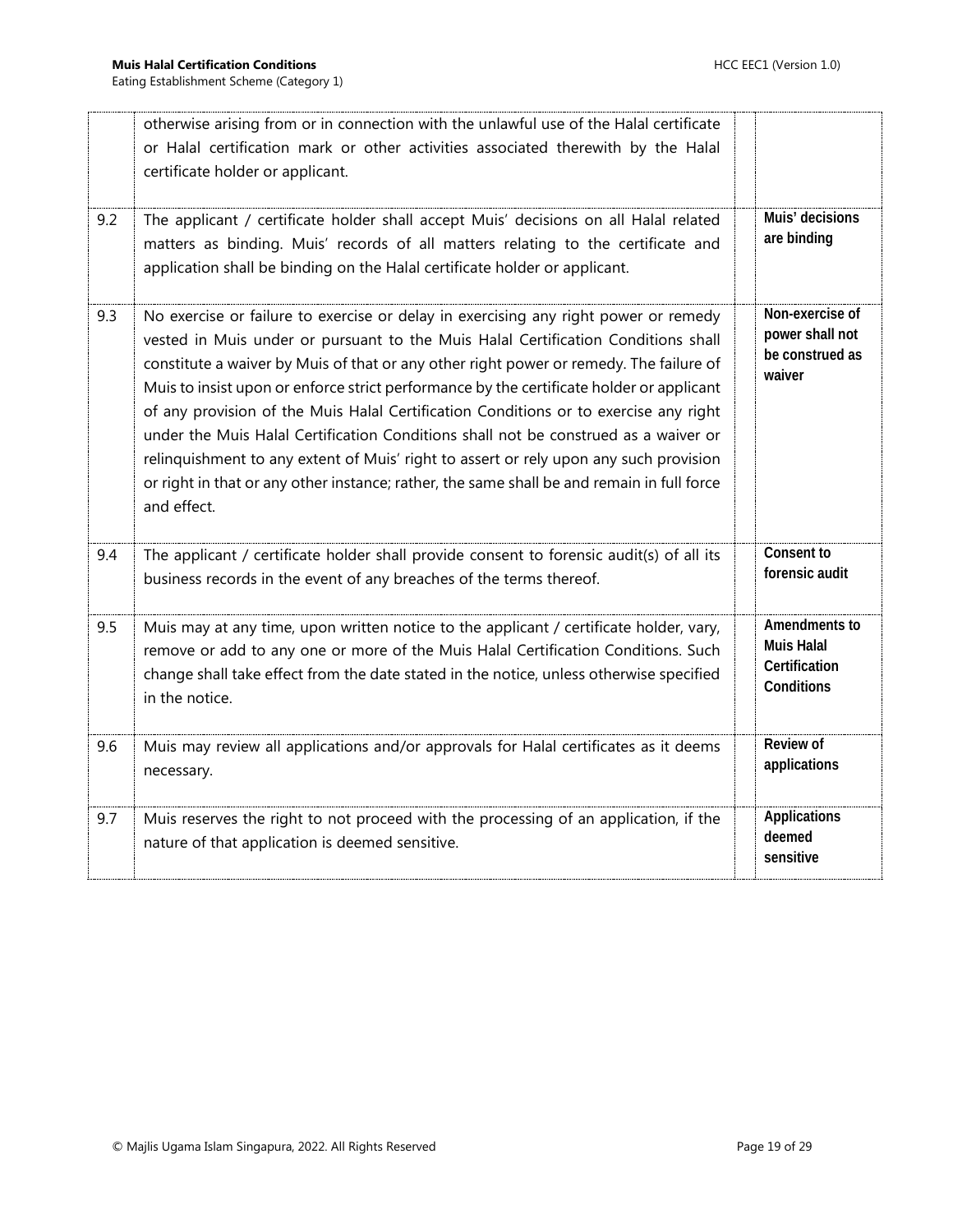|  |  |  |
|---|---|---|
|  | otherwise arising from or in connection with the unlawful use of the Halal certificate or Halal certification mark or other activities associated therewith by the Halal certificate holder or applicant. |  |
| 9.2 | The applicant / certificate holder shall accept Muis' decisions on all Halal related matters as binding. Muis' records of all matters relating to the certificate and application shall be binding on the Halal certificate holder or applicant. | **Muis' decisions are binding** |
| 9.3 | No exercise or failure to exercise or delay in exercising any right power or remedy vested in Muis under or pursuant to the Muis Halal Certification Conditions shall constitute a waiver by Muis of that or any other right power or remedy. The failure of Muis to insist upon or enforce strict performance by the certificate holder or applicant of any provision of the Muis Halal Certification Conditions or to exercise any right under the Muis Halal Certification Conditions shall not be construed as a waiver or relinquishment to any extent of Muis' right to assert or rely upon any such provision or right in that or any other instance; rather, the same shall be and remain in full force and effect. | **Non-exercise of power shall not be construed as waiver** |
| 9.4 | The applicant / certificate holder shall provide consent to forensic audit(s) of all its business records in the event of any breaches of the terms thereof. | **Consent to forensic audit** |
| 9.5 | Muis may at any time, upon written notice to the applicant / certificate holder, vary, remove or add to any one or more of the Muis Halal Certification Conditions. Such change shall take effect from the date stated in the notice, unless otherwise specified in the notice. | **Amendments to Muis Halal Certification Conditions** |
| 9.6 | Muis may review all applications and/or approvals for Halal certificates as it deems necessary. | **Review of applications** |
| 9.7 | Muis reserves the right to not proceed with the processing of an application, if the nature of that application is deemed sensitive. | **Applications deemed sensitive** |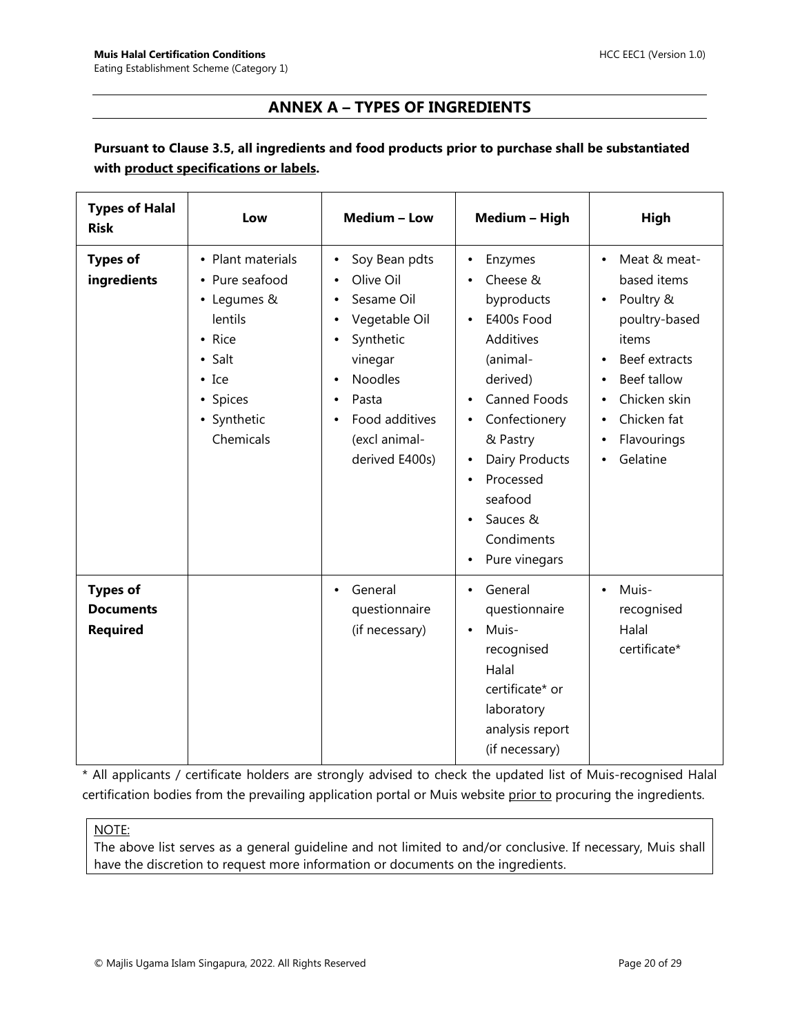## ANNEX A – TYPES OF INGREDIENTS

**Pursuant to Clause 3.5, all ingredients and food products prior to purchase shall be substantiated with product specifications or labels.**

| Types of Halal Risk | Low | Medium – Low | Medium – High | High |
|---|---|---|---|---|
| **Types of ingredients** | • Plant materials<br>• Pure seafood<br>• Legumes & lentils<br>• Rice<br>• Salt<br>• Ice<br>• Spices<br>• Synthetic Chemicals | • Soy Bean pdts<br>• Olive Oil<br>• Sesame Oil<br>• Vegetable Oil<br>• Synthetic vinegar<br>• Noodles<br>• Pasta<br>• Food additives (excl animal-derived E400s) | • Enzymes<br>• Cheese & byproducts<br>• E400s Food Additives (animal-derived)<br>• Canned Foods<br>• Confectionery & Pastry<br>• Dairy Products<br>• Processed seafood<br>• Sauces & Condiments<br>• Pure vinegars | • Meat & meat-based items<br>• Poultry & poultry-based items<br>• Beef extracts<br>• Beef tallow<br>• Chicken skin<br>• Chicken fat<br>• Flavourings<br>• Gelatine |
| **Types of Documents Required** | | • General questionnaire (if necessary) | • General questionnaire<br>• Muis-recognised Halal certificate* or laboratory analysis report (if necessary) | • Muis-recognised Halal certificate* |

* All applicants / certificate holders are strongly advised to check the updated list of Muis-recognised Halal certification bodies from the prevailing application portal or Muis website prior to procuring the ingredients.

NOTE:
The above list serves as a general guideline and not limited to and/or conclusive. If necessary, Muis shall have the discretion to request more information or documents on the ingredients.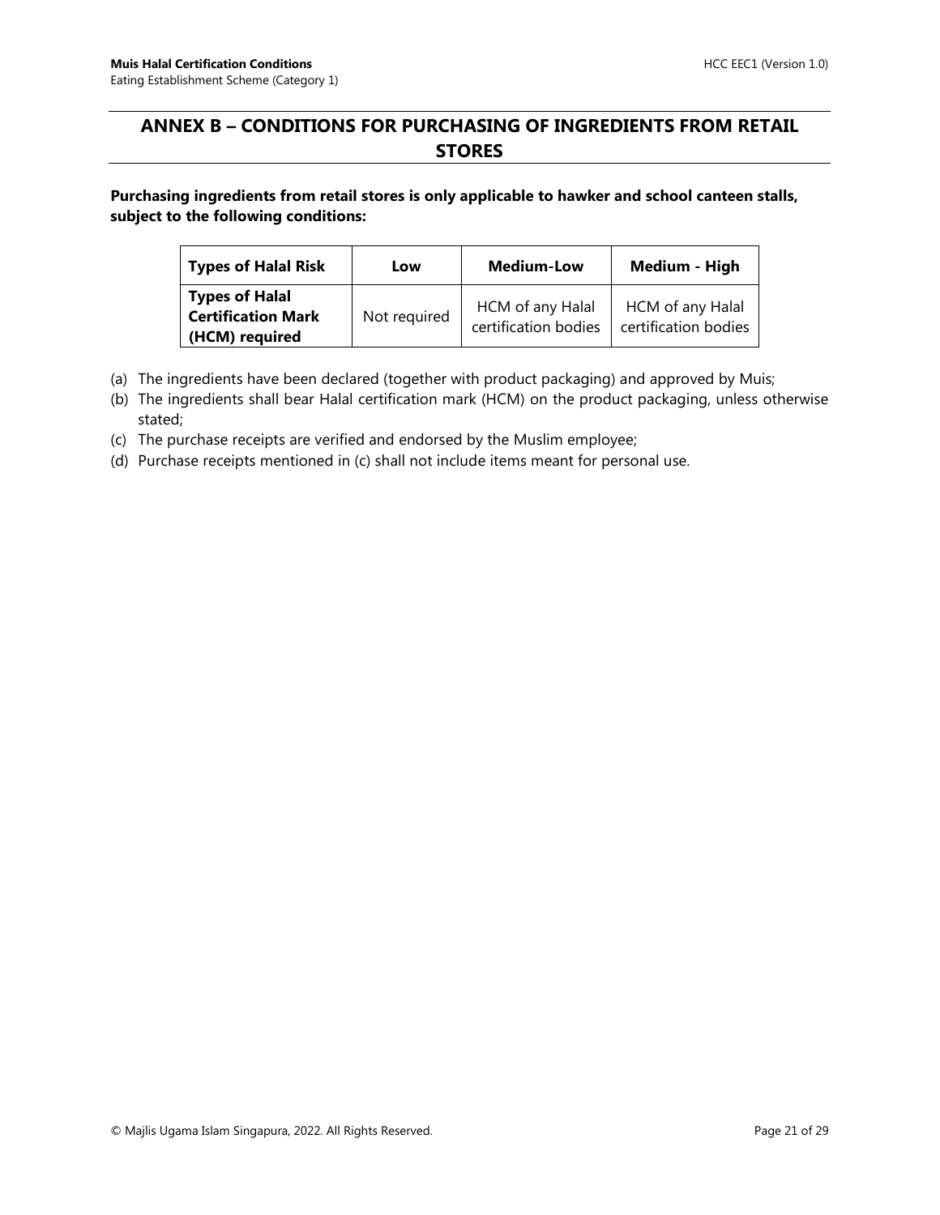## ANNEX B – CONDITIONS FOR PURCHASING OF INGREDIENTS FROM RETAIL STORES

**Purchasing ingredients from retail stores is only applicable to hawker and school canteen stalls, subject to the following conditions:**

| Types of Halal Risk | Low | Medium-Low | Medium - High |
|---|---|---|---|
| **Types of Halal Certification Mark (HCM) required** | Not required | HCM of any Halal certification bodies | HCM of any Halal certification bodies |

(a) The ingredients have been declared (together with product packaging) and approved by Muis;

(b) The ingredients shall bear Halal certification mark (HCM) on the product packaging, unless otherwise stated;

(c) The purchase receipts are verified and endorsed by the Muslim employee;

(d) Purchase receipts mentioned in (c) shall not include items meant for personal use.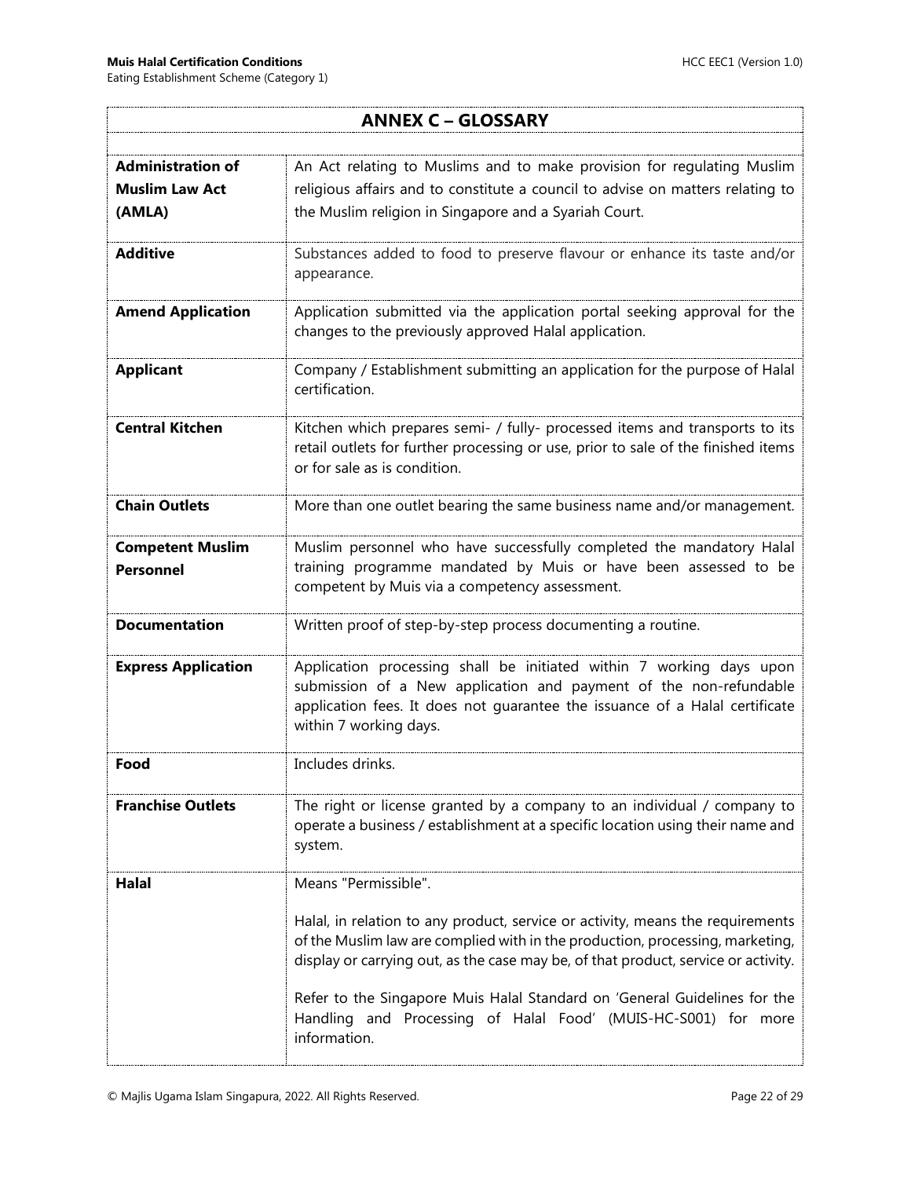## ANNEX C – GLOSSARY

| Term | Definition |
|---|---|
| **Administration of Muslim Law Act (AMLA)** | An Act relating to Muslims and to make provision for regulating Muslim religious affairs and to constitute a council to advise on matters relating to the Muslim religion in Singapore and a Syariah Court. |
| **Additive** | Substances added to food to preserve flavour or enhance its taste and/or appearance. |
| **Amend Application** | Application submitted via the application portal seeking approval for the changes to the previously approved Halal application. |
| **Applicant** | Company / Establishment submitting an application for the purpose of Halal certification. |
| **Central Kitchen** | Kitchen which prepares semi- / fully- processed items and transports to its retail outlets for further processing or use, prior to sale of the finished items or for sale as is condition. |
| **Chain Outlets** | More than one outlet bearing the same business name and/or management. |
| **Competent Muslim Personnel** | Muslim personnel who have successfully completed the mandatory Halal training programme mandated by Muis or have been assessed to be competent by Muis via a competency assessment. |
| **Documentation** | Written proof of step-by-step process documenting a routine. |
| **Express Application** | Application processing shall be initiated within 7 working days upon submission of a New application and payment of the non-refundable application fees. It does not guarantee the issuance of a Halal certificate within 7 working days. |
| **Food** | Includes drinks. |
| **Franchise Outlets** | The right or license granted by a company to an individual / company to operate a business / establishment at a specific location using their name and system. |
| **Halal** | Means "Permissible".<br><br>Halal, in relation to any product, service or activity, means the requirements of the Muslim law are complied with in the production, processing, marketing, display or carrying out, as the case may be, of that product, service or activity.<br><br>Refer to the Singapore Muis Halal Standard on 'General Guidelines for the Handling and Processing of Halal Food' (MUIS-HC-S001) for more information. |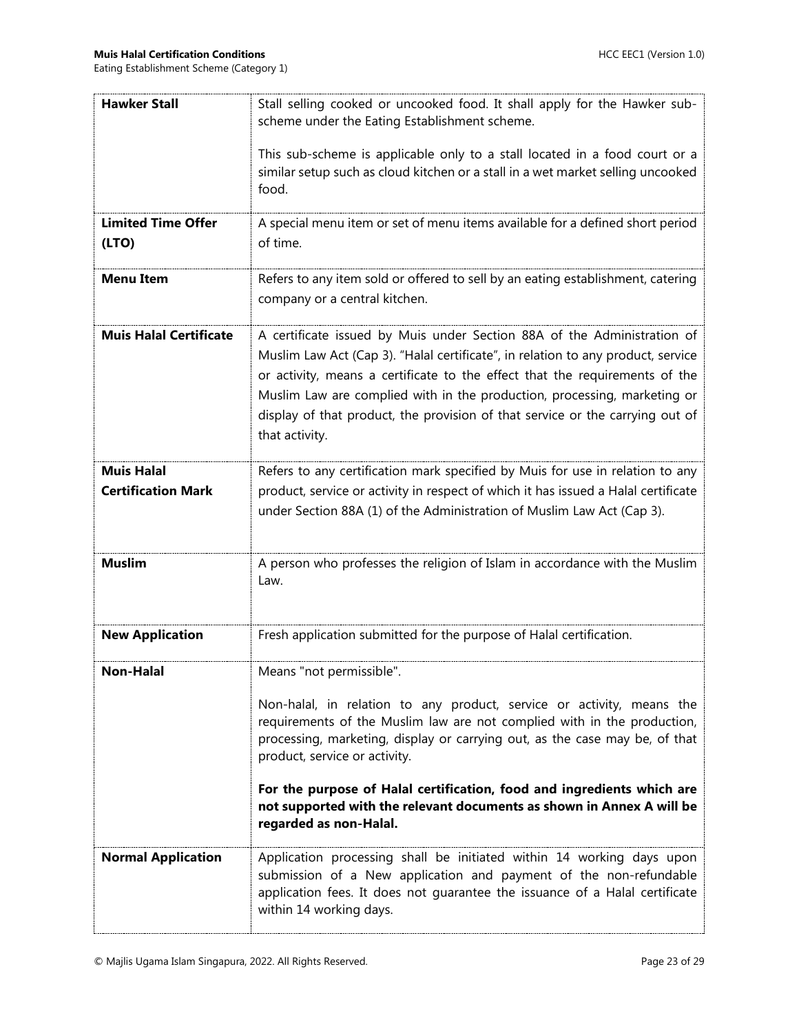| | |
|---|---|
| **Hawker Stall** | Stall selling cooked or uncooked food. It shall apply for the Hawker sub-scheme under the Eating Establishment scheme.<br><br>This sub-scheme is applicable only to a stall located in a food court or a similar setup such as cloud kitchen or a stall in a wet market selling uncooked food. |
| **Limited Time Offer (LTO)** | A special menu item or set of menu items available for a defined short period of time. |
| **Menu Item** | Refers to any item sold or offered to sell by an eating establishment, catering company or a central kitchen. |
| **Muis Halal Certificate** | A certificate issued by Muis under Section 88A of the Administration of Muslim Law Act (Cap 3). "Halal certificate", in relation to any product, service or activity, means a certificate to the effect that the requirements of the Muslim Law are complied with in the production, processing, marketing or display of that product, the provision of that service or the carrying out of that activity. |
| **Muis Halal Certification Mark** | Refers to any certification mark specified by Muis for use in relation to any product, service or activity in respect of which it has issued a Halal certificate under Section 88A (1) of the Administration of Muslim Law Act (Cap 3). |
| **Muslim** | A person who professes the religion of Islam in accordance with the Muslim Law. |
| **New Application** | Fresh application submitted for the purpose of Halal certification. |
| **Non-Halal** | Means "not permissible".<br><br>Non-halal, in relation to any product, service or activity, means the requirements of the Muslim law are not complied with in the production, processing, marketing, display or carrying out, as the case may be, of that product, service or activity.<br><br>**For the purpose of Halal certification, food and ingredients which are not supported with the relevant documents as shown in Annex A will be regarded as non-Halal.** |
| **Normal Application** | Application processing shall be initiated within 14 working days upon submission of a New application and payment of the non-refundable application fees. It does not guarantee the issuance of a Halal certificate within 14 working days. |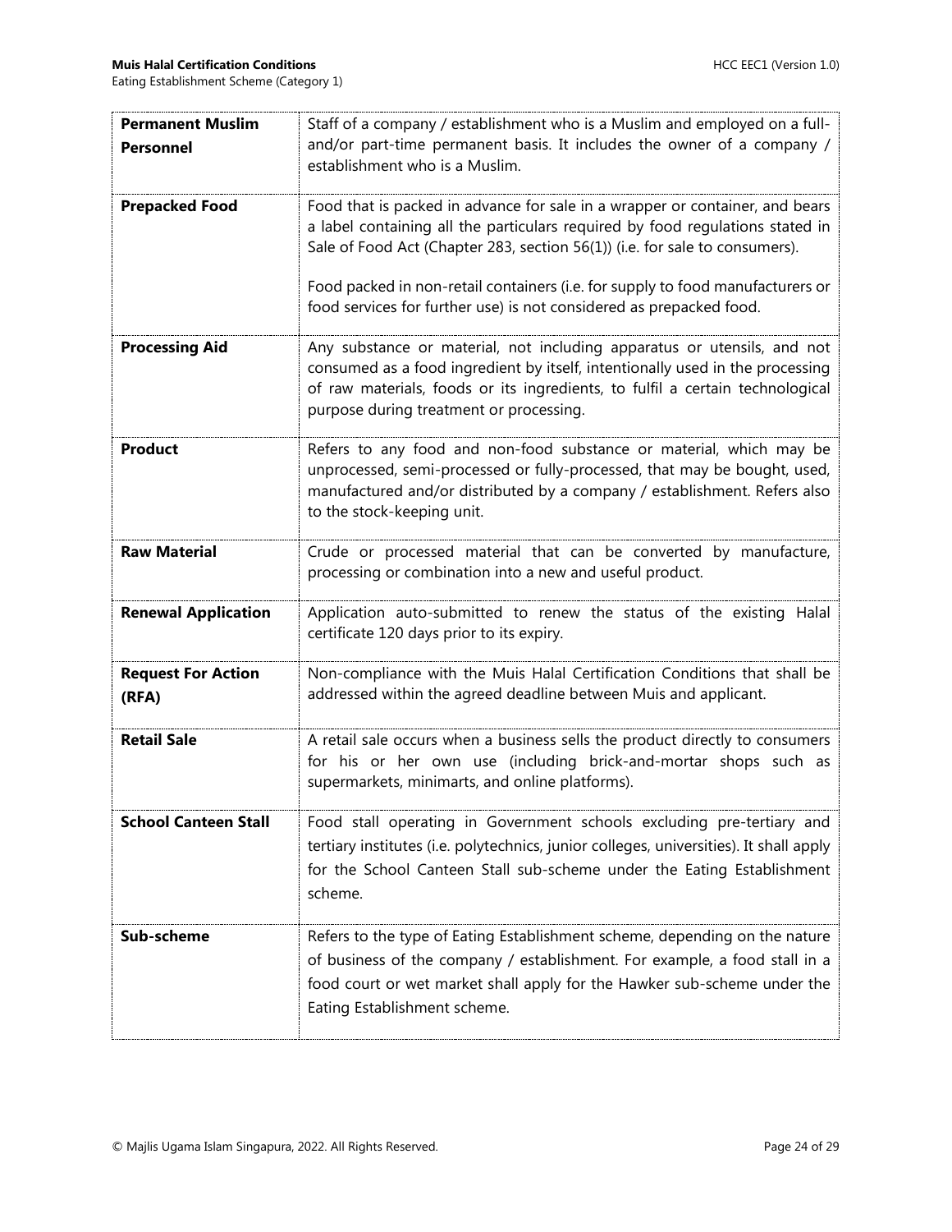| | |
|---|---|
| **Permanent Muslim Personnel** | Staff of a company / establishment who is a Muslim and employed on a full- and/or part-time permanent basis. It includes the owner of a company / establishment who is a Muslim. |
| **Prepacked Food** | Food that is packed in advance for sale in a wrapper or container, and bears a label containing all the particulars required by food regulations stated in Sale of Food Act (Chapter 283, section 56(1)) (i.e. for sale to consumers).<br><br>Food packed in non-retail containers (i.e. for supply to food manufacturers or food services for further use) is not considered as prepacked food. |
| **Processing Aid** | Any substance or material, not including apparatus or utensils, and not consumed as a food ingredient by itself, intentionally used in the processing of raw materials, foods or its ingredients, to fulfil a certain technological purpose during treatment or processing. |
| **Product** | Refers to any food and non-food substance or material, which may be unprocessed, semi-processed or fully-processed, that may be bought, used, manufactured and/or distributed by a company / establishment. Refers also to the stock-keeping unit. |
| **Raw Material** | Crude or processed material that can be converted by manufacture, processing or combination into a new and useful product. |
| **Renewal Application** | Application auto-submitted to renew the status of the existing Halal certificate 120 days prior to its expiry. |
| **Request For Action (RFA)** | Non-compliance with the Muis Halal Certification Conditions that shall be addressed within the agreed deadline between Muis and applicant. |
| **Retail Sale** | A retail sale occurs when a business sells the product directly to consumers for his or her own use (including brick-and-mortar shops such as supermarkets, minimarts, and online platforms). |
| **School Canteen Stall** | Food stall operating in Government schools excluding pre-tertiary and tertiary institutes (i.e. polytechnics, junior colleges, universities). It shall apply for the School Canteen Stall sub-scheme under the Eating Establishment scheme. |
| **Sub-scheme** | Refers to the type of Eating Establishment scheme, depending on the nature of business of the company / establishment. For example, a food stall in a food court or wet market shall apply for the Hawker sub-scheme under the Eating Establishment scheme. |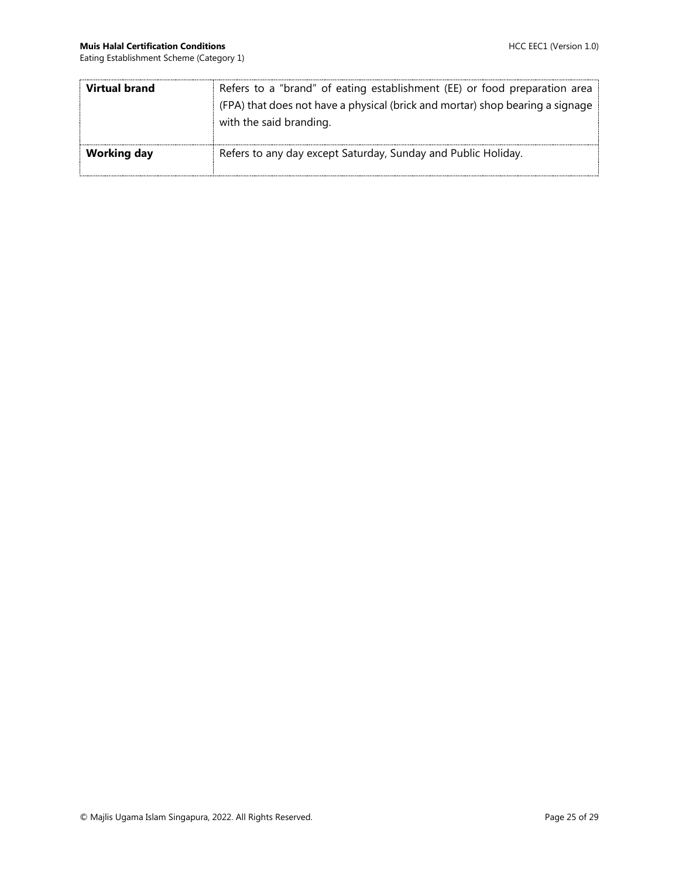| | |
|---|---|
| **Virtual brand** | Refers to a "brand" of eating establishment (EE) or food preparation area (FPA) that does not have a physical (brick and mortar) shop bearing a signage with the said branding. |
| **Working day** | Refers to any day except Saturday, Sunday and Public Holiday. |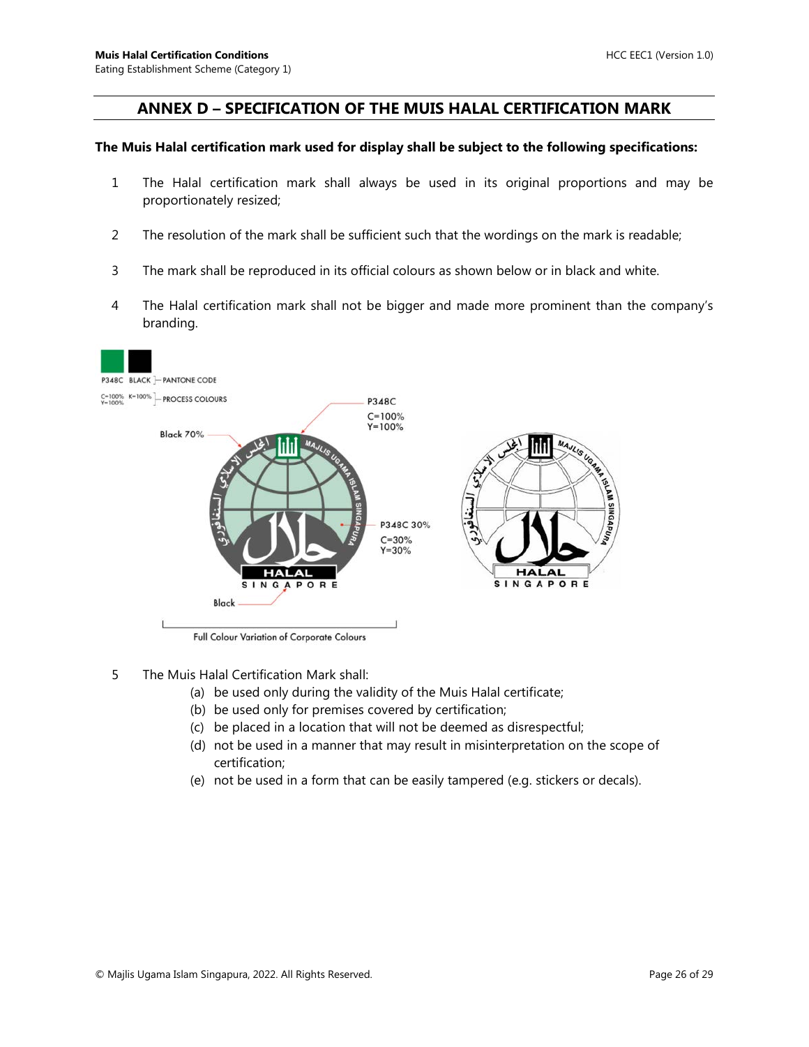## ANNEX D – SPECIFICATION OF THE MUIS HALAL CERTIFICATION MARK

**The Muis Halal certification mark used for display shall be subject to the following specifications:**

1. The Halal certification mark shall always be used in its original proportions and may be proportionately resized;
2. The resolution of the mark shall be sufficient such that the wordings on the mark is readable;
3. The mark shall be reproduced in its official colours as shown below or in black and white.
4. The Halal certification mark shall not be bigger and made more prominent than the company's branding.

P348C BLACK — PANTONE CODE

C=100% Y=100% K=100% — PROCESS COLOURS

Black 70%

P348C C=100% Y=100%

P348C 30% C=30% Y=30%

Black

Full Colour Variation of Corporate Colours

5. The Muis Halal Certification Mark shall:
   - (a) be used only during the validity of the Muis Halal certificate;
   - (b) be used only for premises covered by certification;
   - (c) be placed in a location that will not be deemed as disrespectful;
   - (d) not be used in a manner that may result in misinterpretation on the scope of certification;
   - (e) not be used in a form that can be easily tampered (e.g. stickers or decals).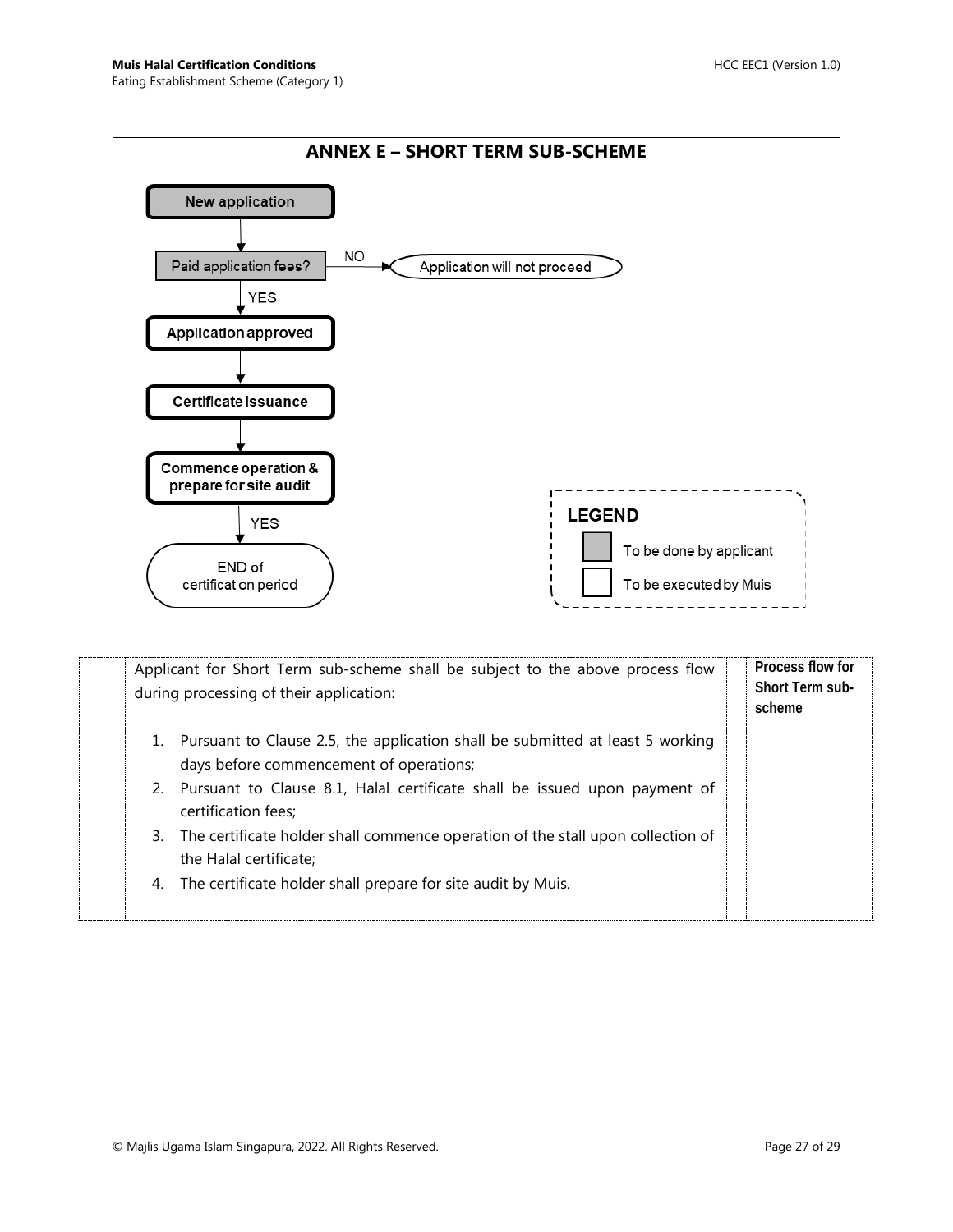## ANNEX E – SHORT TERM SUB-SCHEME

New application

Paid application fees? — NO → Application will not proceed

YES

Application approved

Certificate issuance

Commence operation & prepare for site audit

YES

END of certification period

**LEGEND**

To be done by applicant

To be executed by Muis

| | Applicant for Short Term sub-scheme shall be subject to the above process flow during processing of their application:<br><br>1. Pursuant to Clause 2.5, the application shall be submitted at least 5 working days before commencement of operations;<br>2. Pursuant to Clause 8.1, Halal certificate shall be issued upon payment of certification fees;<br>3. The certificate holder shall commence operation of the stall upon collection of the Halal certificate;<br>4. The certificate holder shall prepare for site audit by Muis. | | **Process flow for Short Term sub-scheme** |
|---|---|---|---|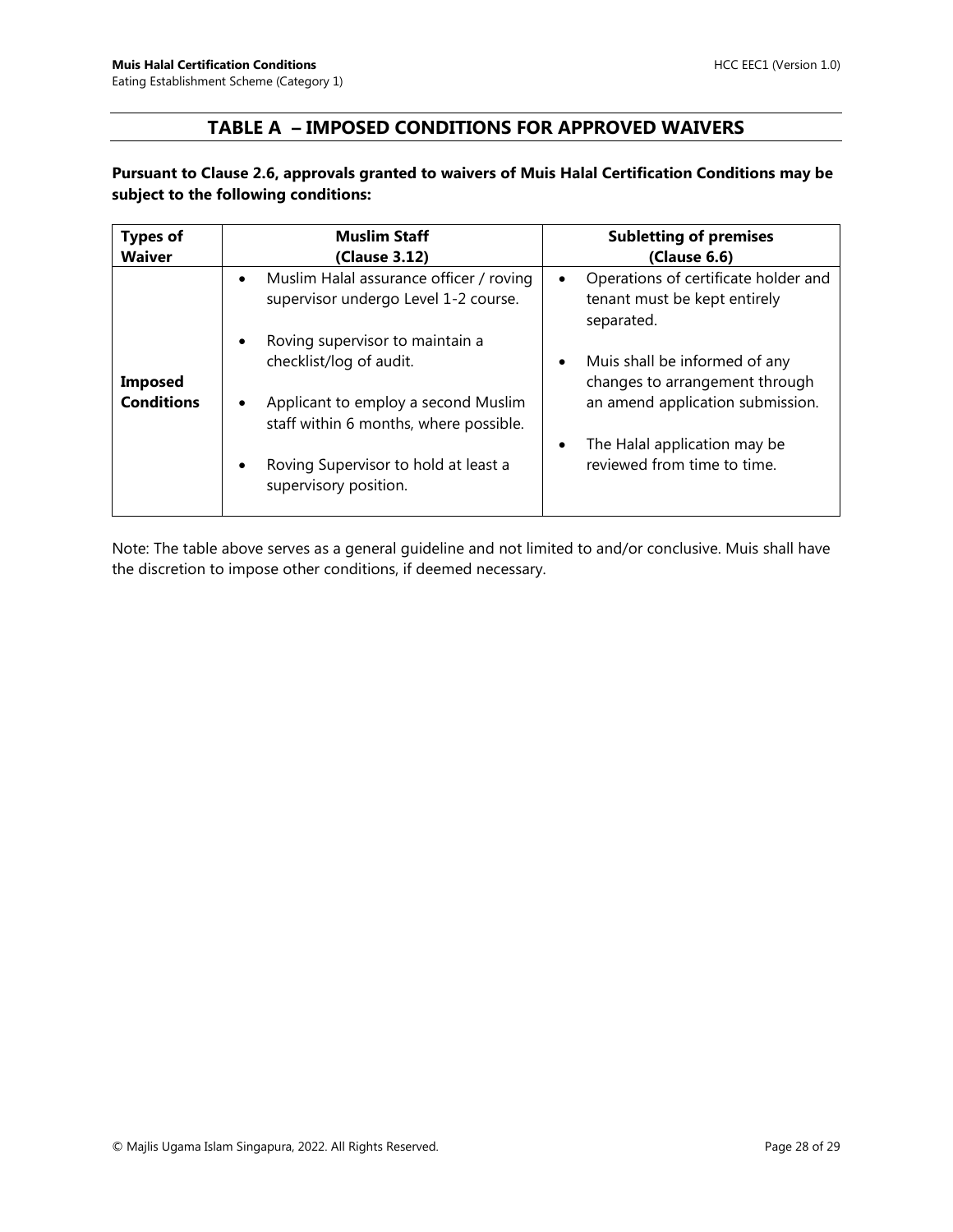## TABLE A – IMPOSED CONDITIONS FOR APPROVED WAIVERS

**Pursuant to Clause 2.6, approvals granted to waivers of Muis Halal Certification Conditions may be subject to the following conditions:**

| **Types of Waiver** | **Muslim Staff (Clause 3.12)** | **Subletting of premises (Clause 6.6)** |
|---|---|---|
| **Imposed Conditions** | • Muslim Halal assurance officer / roving supervisor undergo Level 1-2 course.<br>• Roving supervisor to maintain a checklist/log of audit.<br>• Applicant to employ a second Muslim staff within 6 months, where possible.<br>• Roving Supervisor to hold at least a supervisory position. | • Operations of certificate holder and tenant must be kept entirely separated.<br>• Muis shall be informed of any changes to arrangement through an amend application submission.<br>• The Halal application may be reviewed from time to time. |

Note: The table above serves as a general guideline and not limited to and/or conclusive. Muis shall have the discretion to impose other conditions, if deemed necessary.